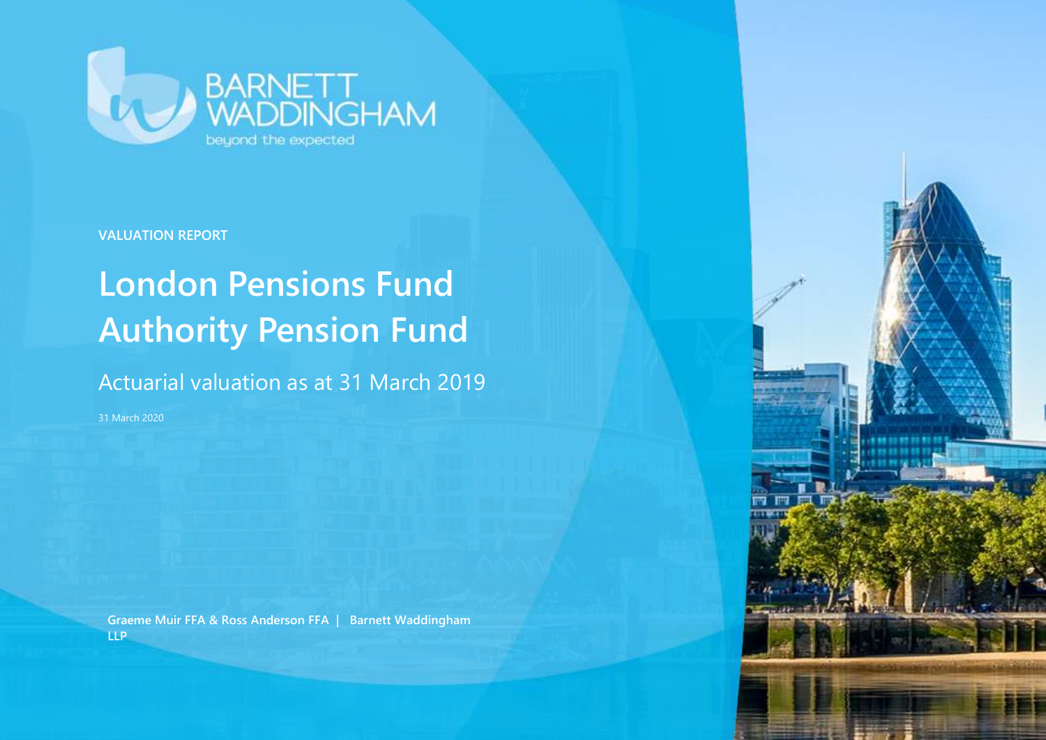BARNETT WADDINGHAM

beyond the expected

VALUATION REPORT

# London Pensions Fund Authority Pension Fund

## Actuarial valuation as at 31 March 2019

31 March 2020

**Graeme Muir FFA & Ross Anderson FFA | Barnett Waddingham LLP**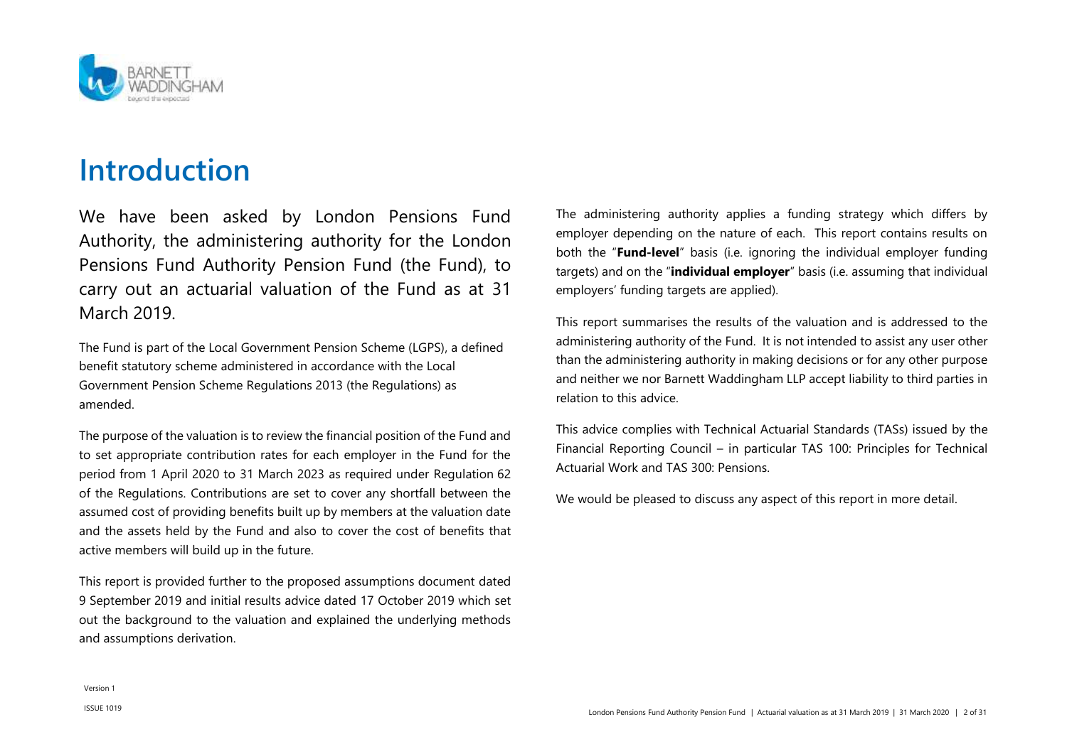# Introduction

We have been asked by London Pensions Fund Authority, the administering authority for the London Pensions Fund Authority Pension Fund (the Fund), to carry out an actuarial valuation of the Fund as at 31 March 2019.

The Fund is part of the Local Government Pension Scheme (LGPS), a defined benefit statutory scheme administered in accordance with the Local Government Pension Scheme Regulations 2013 (the Regulations) as amended.

The purpose of the valuation is to review the financial position of the Fund and to set appropriate contribution rates for each employer in the Fund for the period from 1 April 2020 to 31 March 2023 as required under Regulation 62 of the Regulations. Contributions are set to cover any shortfall between the assumed cost of providing benefits built up by members at the valuation date and the assets held by the Fund and also to cover the cost of benefits that active members will build up in the future.

This report is provided further to the proposed assumptions document dated 9 September 2019 and initial results advice dated 17 October 2019 which set out the background to the valuation and explained the underlying methods and assumptions derivation.

The administering authority applies a funding strategy which differs by employer depending on the nature of each. This report contains results on both the "**Fund-level**" basis (i.e. ignoring the individual employer funding targets) and on the "**individual employer**" basis (i.e. assuming that individual employers' funding targets are applied).

This report summarises the results of the valuation and is addressed to the administering authority of the Fund. It is not intended to assist any user other than the administering authority in making decisions or for any other purpose and neither we nor Barnett Waddingham LLP accept liability to third parties in relation to this advice.

This advice complies with Technical Actuarial Standards (TASs) issued by the Financial Reporting Council – in particular TAS 100: Principles for Technical Actuarial Work and TAS 300: Pensions.

We would be pleased to discuss any aspect of this report in more detail.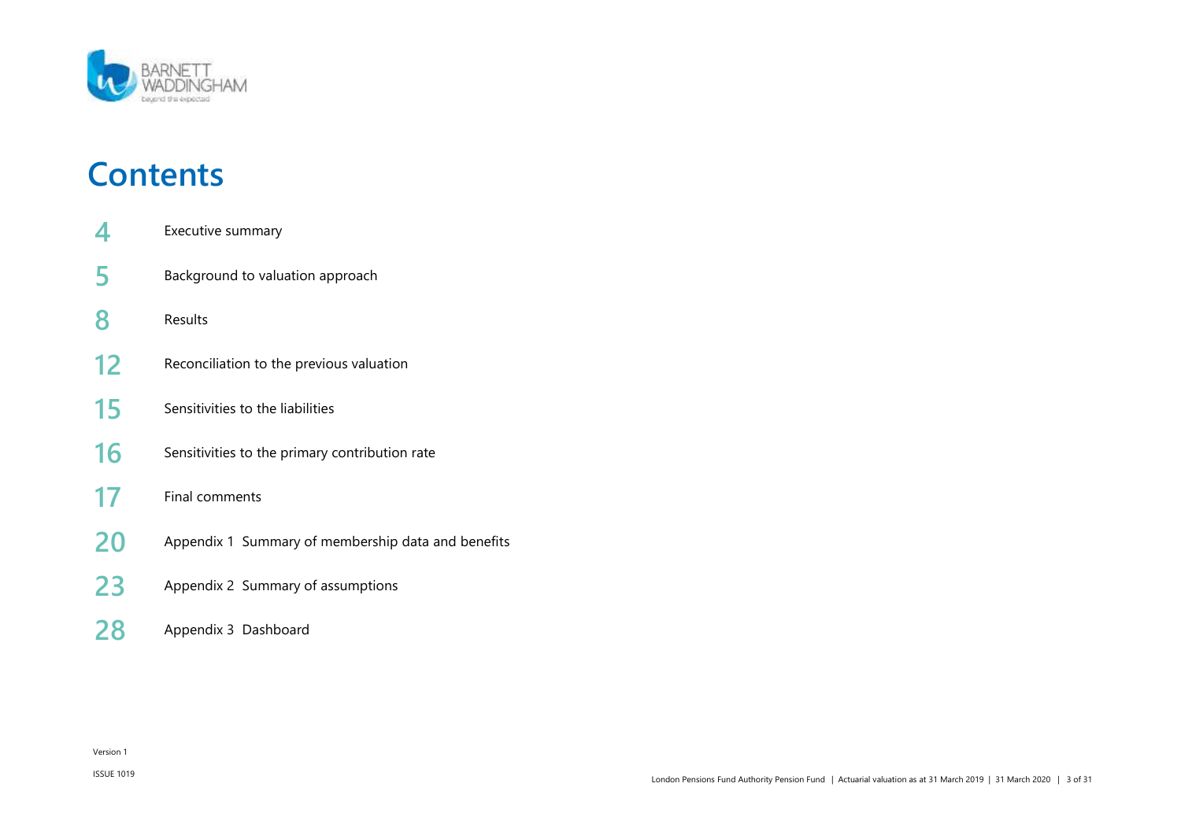# Contents

| | |
|---|---|
| 4 | Executive summary |
| 5 | Background to valuation approach |
| 8 | Results |
| 12 | Reconciliation to the previous valuation |
| 15 | Sensitivities to the liabilities |
| 16 | Sensitivities to the primary contribution rate |
| 17 | Final comments |
| 20 | Appendix 1 Summary of membership data and benefits |
| 23 | Appendix 2 Summary of assumptions |
| 28 | Appendix 3 Dashboard |

Version 1

ISSUE 1019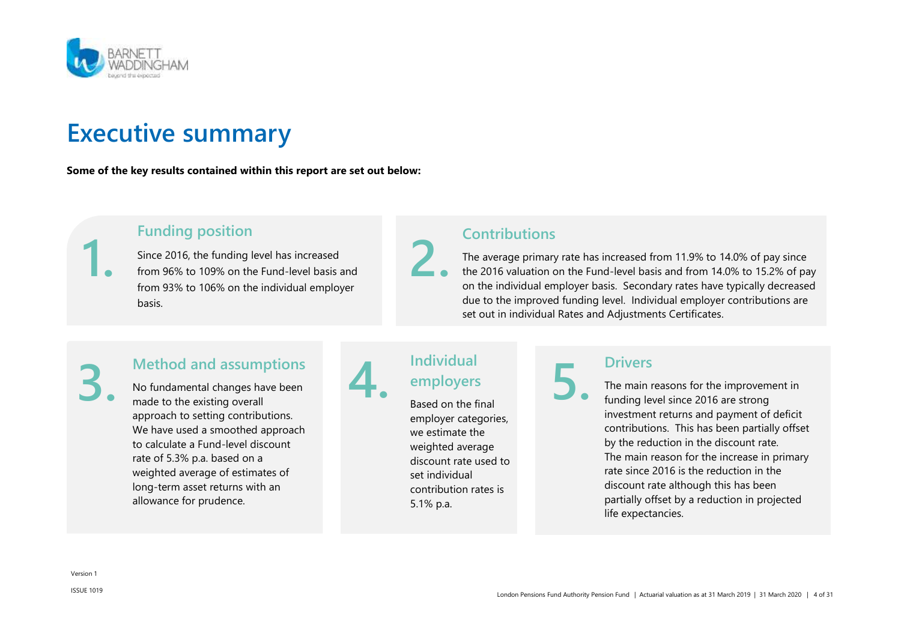# Executive summary

**Some of the key results contained within this report are set out below:**

## 1. Funding position

Since 2016, the funding level has increased from 96% to 109% on the Fund-level basis and from 93% to 106% on the individual employer basis.

## 2. Contributions

The average primary rate has increased from 11.9% to 14.0% of pay since the 2016 valuation on the Fund-level basis and from 14.0% to 15.2% of pay on the individual employer basis. Secondary rates have typically decreased due to the improved funding level. Individual employer contributions are set out in individual Rates and Adjustments Certificates.

## 3. Method and assumptions

No fundamental changes have been made to the existing overall approach to setting contributions. We have used a smoothed approach to calculate a Fund-level discount rate of 5.3% p.a. based on a weighted average of estimates of long-term asset returns with an allowance for prudence.

## 4. Individual employers

Based on the final employer categories, we estimate the weighted average discount rate used to set individual contribution rates is 5.1% p.a.

## 5. Drivers

The main reasons for the improvement in funding level since 2016 are strong investment returns and payment of deficit contributions. This has been partially offset by the reduction in the discount rate. The main reason for the increase in primary rate since 2016 is the reduction in the discount rate although this has been partially offset by a reduction in projected life expectancies.

Version 1

ISSUE 1019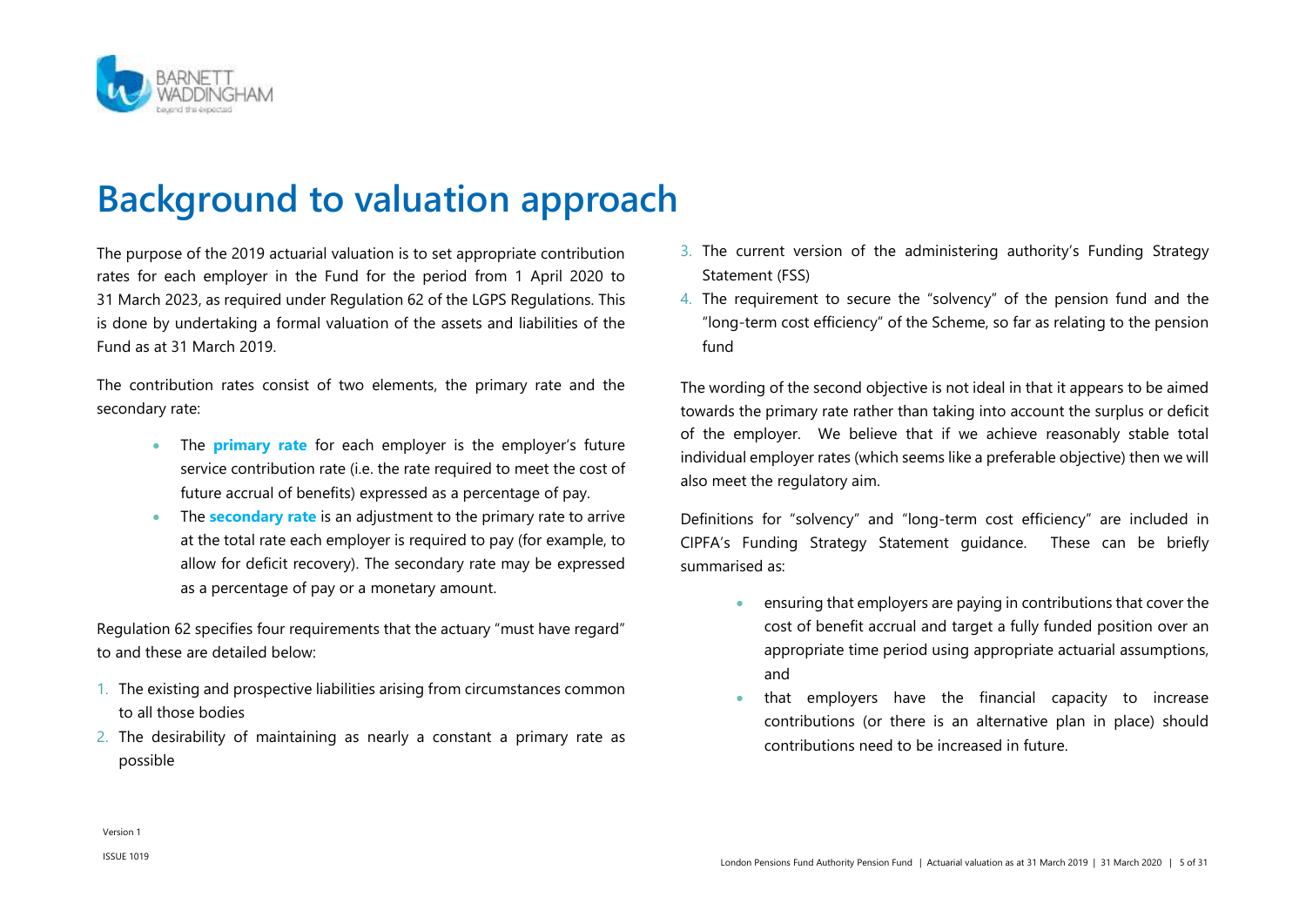# Background to valuation approach

The purpose of the 2019 actuarial valuation is to set appropriate contribution rates for each employer in the Fund for the period from 1 April 2020 to 31 March 2023, as required under Regulation 62 of the LGPS Regulations. This is done by undertaking a formal valuation of the assets and liabilities of the Fund as at 31 March 2019.

The contribution rates consist of two elements, the primary rate and the secondary rate:

- The **primary rate** for each employer is the employer's future service contribution rate (i.e. the rate required to meet the cost of future accrual of benefits) expressed as a percentage of pay.
- The **secondary rate** is an adjustment to the primary rate to arrive at the total rate each employer is required to pay (for example, to allow for deficit recovery). The secondary rate may be expressed as a percentage of pay or a monetary amount.

Regulation 62 specifies four requirements that the actuary "must have regard" to and these are detailed below:

1. The existing and prospective liabilities arising from circumstances common to all those bodies
2. The desirability of maintaining as nearly a constant a primary rate as possible
3. The current version of the administering authority's Funding Strategy Statement (FSS)
4. The requirement to secure the "solvency" of the pension fund and the "long-term cost efficiency" of the Scheme, so far as relating to the pension fund

The wording of the second objective is not ideal in that it appears to be aimed towards the primary rate rather than taking into account the surplus or deficit of the employer. We believe that if we achieve reasonably stable total individual employer rates (which seems like a preferable objective) then we will also meet the regulatory aim.

Definitions for "solvency" and "long-term cost efficiency" are included in CIPFA's Funding Strategy Statement guidance. These can be briefly summarised as:

- ensuring that employers are paying in contributions that cover the cost of benefit accrual and target a fully funded position over an appropriate time period using appropriate actuarial assumptions, and
- that employers have the financial capacity to increase contributions (or there is an alternative plan in place) should contributions need to be increased in future.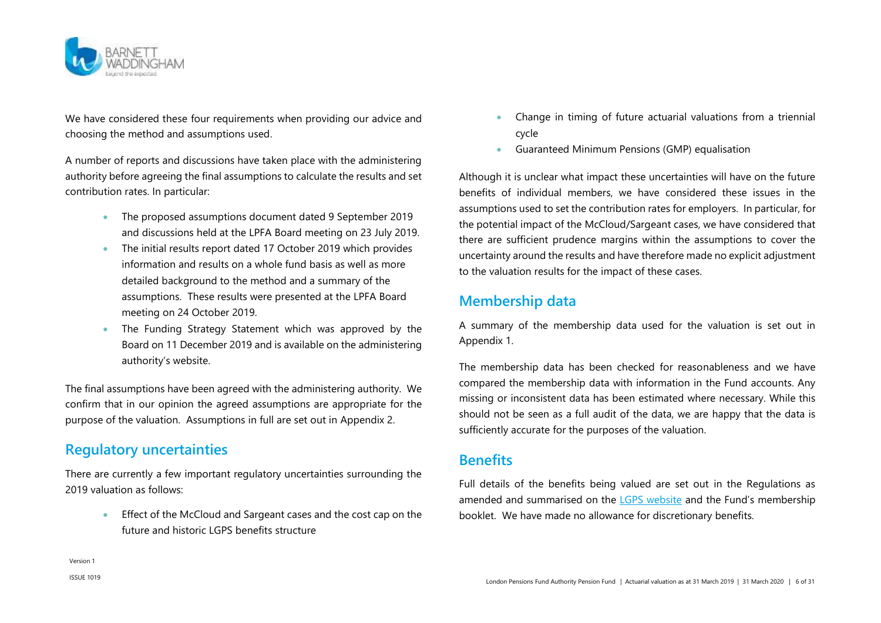We have considered these four requirements when providing our advice and choosing the method and assumptions used.

A number of reports and discussions have taken place with the administering authority before agreeing the final assumptions to calculate the results and set contribution rates. In particular:

- The proposed assumptions document dated 9 September 2019 and discussions held at the LPFA Board meeting on 23 July 2019.
- The initial results report dated 17 October 2019 which provides information and results on a whole fund basis as well as more detailed background to the method and a summary of the assumptions. These results were presented at the LPFA Board meeting on 24 October 2019.
- The Funding Strategy Statement which was approved by the Board on 11 December 2019 and is available on the administering authority's website.

The final assumptions have been agreed with the administering authority. We confirm that in our opinion the agreed assumptions are appropriate for the purpose of the valuation. Assumptions in full are set out in Appendix 2.

## Regulatory uncertainties

There are currently a few important regulatory uncertainties surrounding the 2019 valuation as follows:

- Effect of the McCloud and Sargeant cases and the cost cap on the future and historic LGPS benefits structure
- Change in timing of future actuarial valuations from a triennial cycle
- Guaranteed Minimum Pensions (GMP) equalisation

Although it is unclear what impact these uncertainties will have on the future benefits of individual members, we have considered these issues in the assumptions used to set the contribution rates for employers. In particular, for the potential impact of the McCloud/Sargeant cases, we have considered that there are sufficient prudence margins within the assumptions to cover the uncertainty around the results and have therefore made no explicit adjustment to the valuation results for the impact of these cases.

## Membership data

A summary of the membership data used for the valuation is set out in Appendix 1.

The membership data has been checked for reasonableness and we have compared the membership data with information in the Fund accounts. Any missing or inconsistent data has been estimated where necessary. While this should not be seen as a full audit of the data, we are happy that the data is sufficiently accurate for the purposes of the valuation.

## Benefits

Full details of the benefits being valued are set out in the Regulations as amended and summarised on the LGPS website and the Fund's membership booklet. We have made no allowance for discretionary benefits.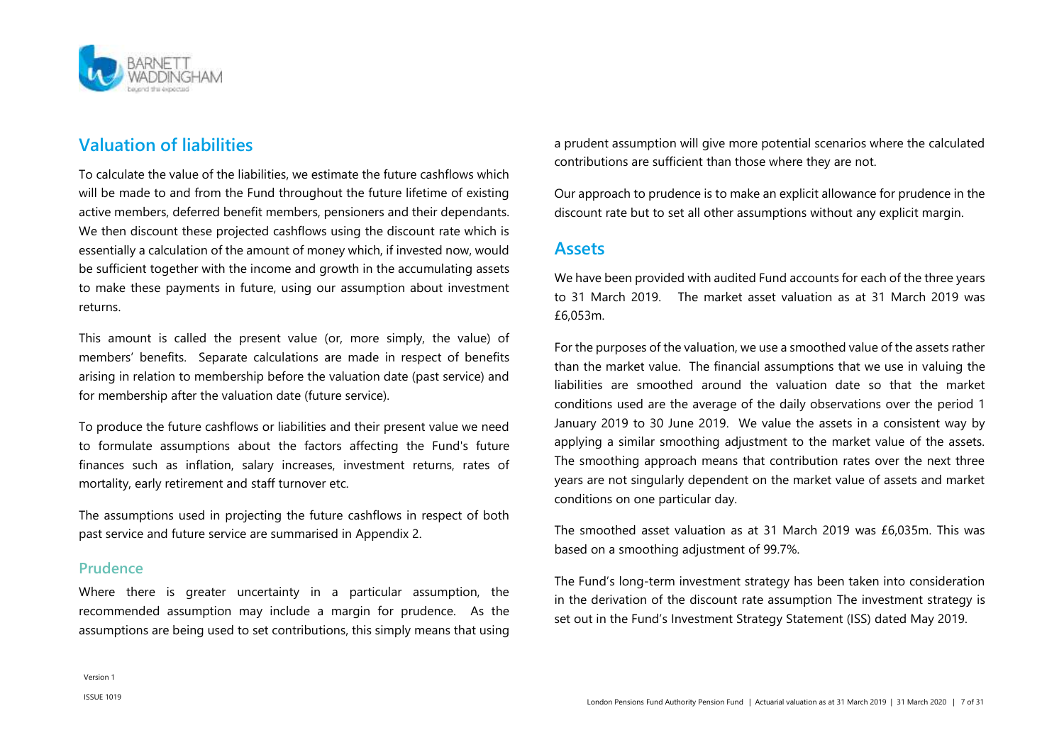## Valuation of liabilities

To calculate the value of the liabilities, we estimate the future cashflows which will be made to and from the Fund throughout the future lifetime of existing active members, deferred benefit members, pensioners and their dependants. We then discount these projected cashflows using the discount rate which is essentially a calculation of the amount of money which, if invested now, would be sufficient together with the income and growth in the accumulating assets to make these payments in future, using our assumption about investment returns.

This amount is called the present value (or, more simply, the value) of members' benefits. Separate calculations are made in respect of benefits arising in relation to membership before the valuation date (past service) and for membership after the valuation date (future service).

To produce the future cashflows or liabilities and their present value we need to formulate assumptions about the factors affecting the Fund's future finances such as inflation, salary increases, investment returns, rates of mortality, early retirement and staff turnover etc.

The assumptions used in projecting the future cashflows in respect of both past service and future service are summarised in Appendix 2.

### Prudence

Where there is greater uncertainty in a particular assumption, the recommended assumption may include a margin for prudence. As the assumptions are being used to set contributions, this simply means that using a prudent assumption will give more potential scenarios where the calculated contributions are sufficient than those where they are not.

Our approach to prudence is to make an explicit allowance for prudence in the discount rate but to set all other assumptions without any explicit margin.

## Assets

We have been provided with audited Fund accounts for each of the three years to 31 March 2019. The market asset valuation as at 31 March 2019 was £6,053m.

For the purposes of the valuation, we use a smoothed value of the assets rather than the market value. The financial assumptions that we use in valuing the liabilities are smoothed around the valuation date so that the market conditions used are the average of the daily observations over the period 1 January 2019 to 30 June 2019. We value the assets in a consistent way by applying a similar smoothing adjustment to the market value of the assets. The smoothing approach means that contribution rates over the next three years are not singularly dependent on the market value of assets and market conditions on one particular day.

The smoothed asset valuation as at 31 March 2019 was £6,035m. This was based on a smoothing adjustment of 99.7%.

The Fund's long-term investment strategy has been taken into consideration in the derivation of the discount rate assumption The investment strategy is set out in the Fund's Investment Strategy Statement (ISS) dated May 2019.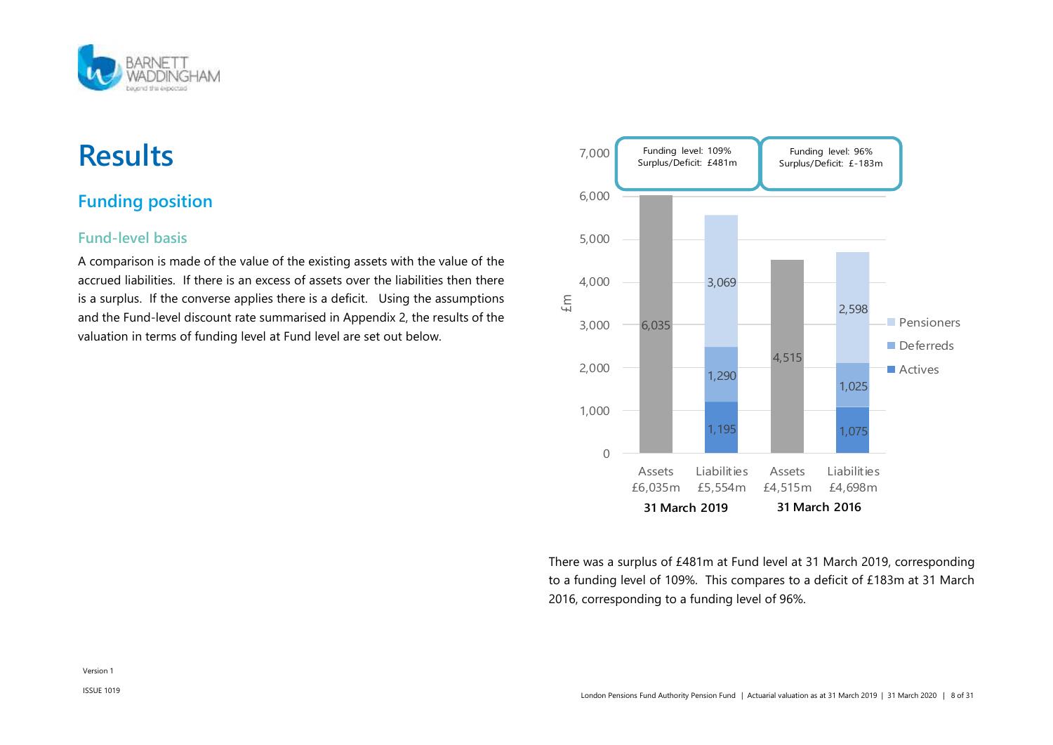# Results

## Funding position

### Fund-level basis

A comparison is made of the value of the existing assets with the value of the accrued liabilities. If there is an excess of assets over the liabilities then there is a surplus. If the converse applies there is a deficit. Using the assumptions and the Fund-level discount rate summarised in Appendix 2, the results of the valuation in terms of funding level at Fund level are set out below.

| £m | 31 March 2019 Assets | 31 March 2019 Liabilities | 31 March 2016 Assets | 31 March 2016 Liabilities |
|---|---|---|---|---|
| Assets | 6,035 | | 4,515 | |
| Pensioners | | 3,069 | | 2,598 |
| Deferreds | | 1,290 | | 1,025 |
| Actives | | 1,195 | | 1,075 |
| Total | £6,035m | £5,554m | £4,515m | £4,698m |
| Funding level | 109% | | 96% | |
| Surplus/Deficit | £481m | | £-183m | |

There was a surplus of £481m at Fund level at 31 March 2019, corresponding to a funding level of 109%. This compares to a deficit of £183m at 31 March 2016, corresponding to a funding level of 96%.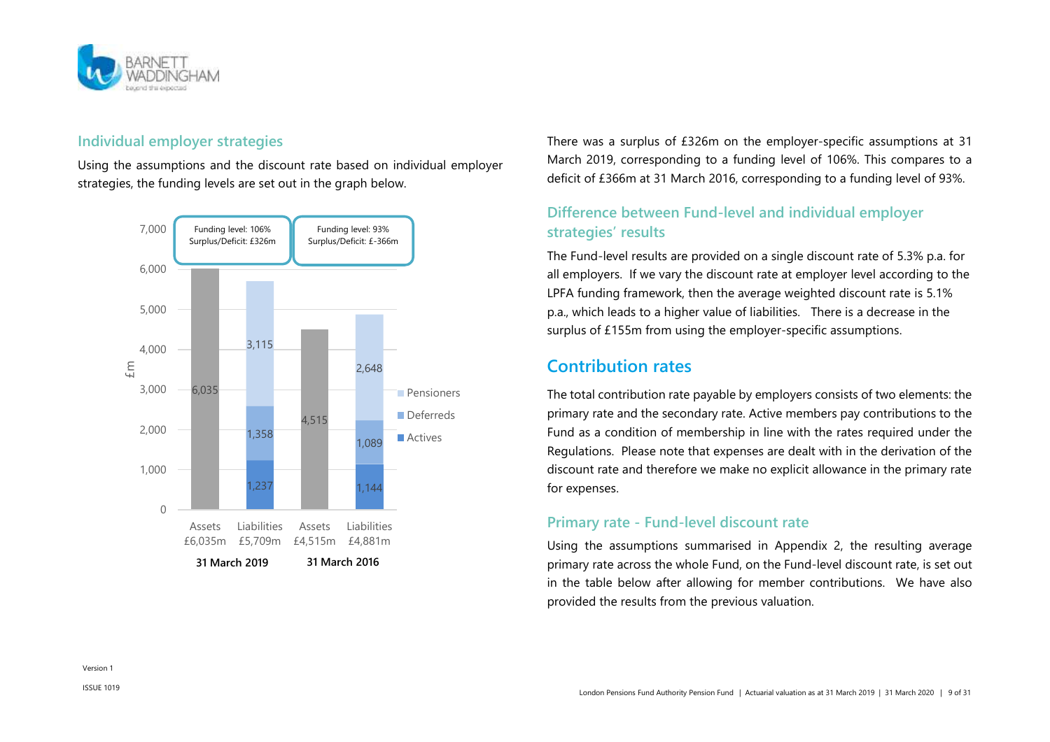## Individual employer strategies

Using the assumptions and the discount rate based on individual employer strategies, the funding levels are set out in the graph below.

| £m | Assets £6,035m (31 March 2019) | Liabilities £5,709m (31 March 2019) | Assets £4,515m (31 March 2016) | Liabilities £4,881m (31 March 2016) |
|---|---|---|---|---|
| Assets | 6,035 | | 4,515 | |
| Pensioners | | 3,115 | | 2,648 |
| Deferreds | | 1,358 | | 1,089 |
| Actives | | 1,237 | | 1,144 |
| Funding level | 106% | | 93% | |
| Surplus/Deficit | £326m | | £-366m | |

There was a surplus of £326m on the employer-specific assumptions at 31 March 2019, corresponding to a funding level of 106%. This compares to a deficit of £366m at 31 March 2016, corresponding to a funding level of 93%.

## Difference between Fund-level and individual employer strategies' results

The Fund-level results are provided on a single discount rate of 5.3% p.a. for all employers. If we vary the discount rate at employer level according to the LPFA funding framework, then the average weighted discount rate is 5.1% p.a., which leads to a higher value of liabilities. There is a decrease in the surplus of £155m from using the employer-specific assumptions.

# Contribution rates

The total contribution rate payable by employers consists of two elements: the primary rate and the secondary rate. Active members pay contributions to the Fund as a condition of membership in line with the rates required under the Regulations. Please note that expenses are dealt with in the derivation of the discount rate and therefore we make no explicit allowance in the primary rate for expenses.

## Primary rate - Fund-level discount rate

Using the assumptions summarised in Appendix 2, the resulting average primary rate across the whole Fund, on the Fund-level discount rate, is set out in the table below after allowing for member contributions. We have also provided the results from the previous valuation.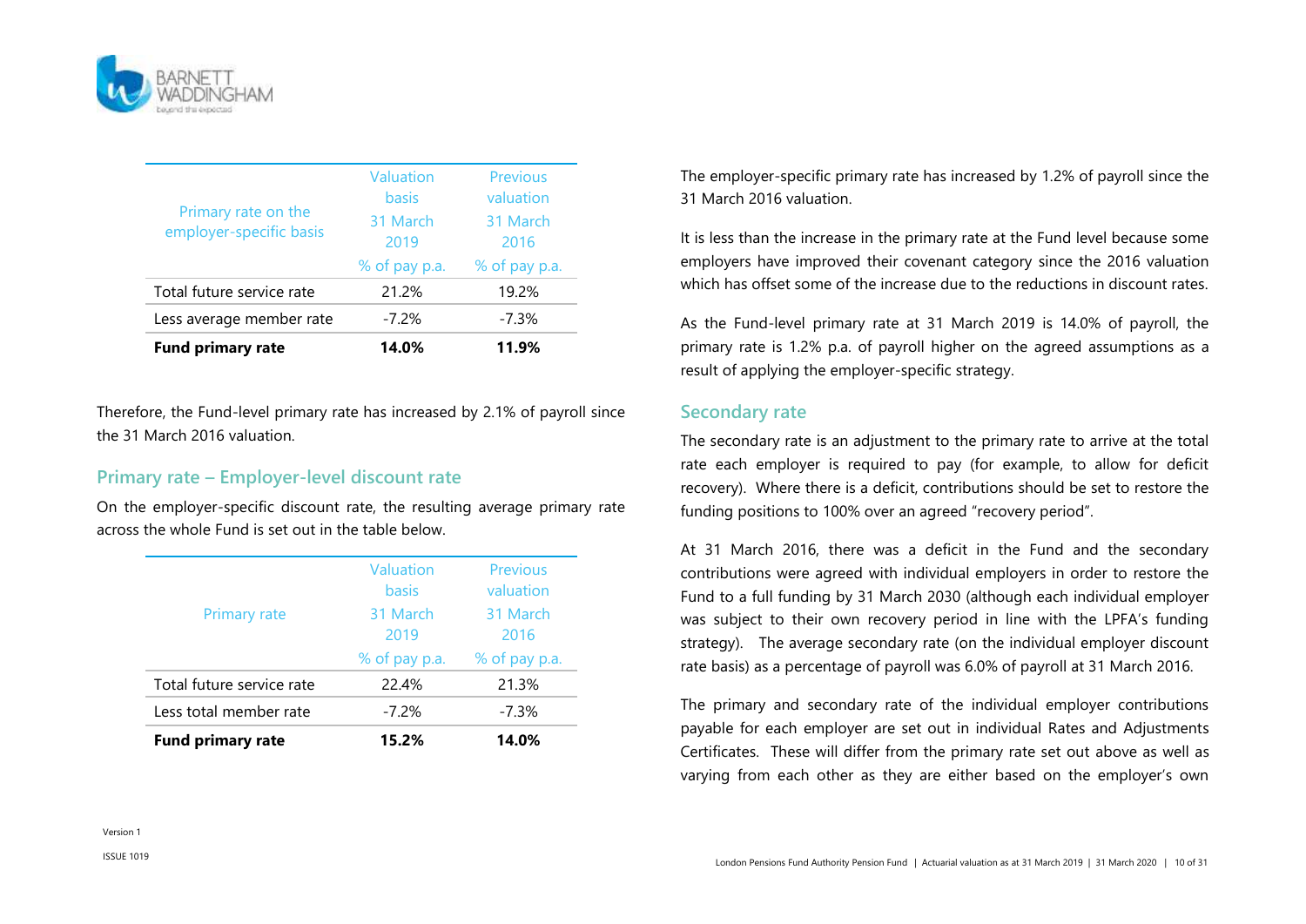| Primary rate on the employer-specific basis | Valuation basis 31 March 2019 | Previous valuation 31 March 2016 |
|---|---|---|
| | % of pay p.a. | % of pay p.a. |
| Total future service rate | 21.2% | 19.2% |
| Less average member rate | -7.2% | -7.3% |
| **Fund primary rate** | **14.0%** | **11.9%** |

Therefore, the Fund-level primary rate has increased by 2.1% of payroll since the 31 March 2016 valuation.

## Primary rate – Employer-level discount rate

On the employer-specific discount rate, the resulting average primary rate across the whole Fund is set out in the table below.

| Primary rate | Valuation basis 31 March 2019 | Previous valuation 31 March 2016 |
|---|---|---|
| | % of pay p.a. | % of pay p.a. |
| Total future service rate | 22.4% | 21.3% |
| Less total member rate | -7.2% | -7.3% |
| **Fund primary rate** | **15.2%** | **14.0%** |

The employer-specific primary rate has increased by 1.2% of payroll since the 31 March 2016 valuation.

It is less than the increase in the primary rate at the Fund level because some employers have improved their covenant category since the 2016 valuation which has offset some of the increase due to the reductions in discount rates.

As the Fund-level primary rate at 31 March 2019 is 14.0% of payroll, the primary rate is 1.2% p.a. of payroll higher on the agreed assumptions as a result of applying the employer-specific strategy.

## Secondary rate

The secondary rate is an adjustment to the primary rate to arrive at the total rate each employer is required to pay (for example, to allow for deficit recovery). Where there is a deficit, contributions should be set to restore the funding positions to 100% over an agreed "recovery period".

At 31 March 2016, there was a deficit in the Fund and the secondary contributions were agreed with individual employers in order to restore the Fund to a full funding by 31 March 2030 (although each individual employer was subject to their own recovery period in line with the LPFA's funding strategy). The average secondary rate (on the individual employer discount rate basis) as a percentage of payroll was 6.0% of payroll at 31 March 2016.

The primary and secondary rate of the individual employer contributions payable for each employer are set out in individual Rates and Adjustments Certificates. These will differ from the primary rate set out above as well as varying from each other as they are either based on the employer's own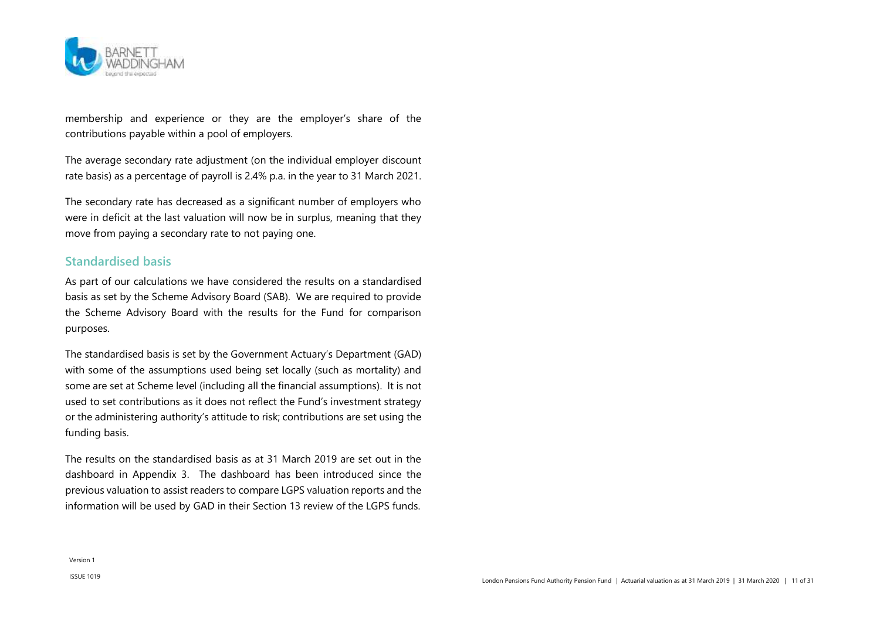membership and experience or they are the employer's share of the contributions payable within a pool of employers.

The average secondary rate adjustment (on the individual employer discount rate basis) as a percentage of payroll is 2.4% p.a. in the year to 31 March 2021.

The secondary rate has decreased as a significant number of employers who were in deficit at the last valuation will now be in surplus, meaning that they move from paying a secondary rate to not paying one.

## Standardised basis

As part of our calculations we have considered the results on a standardised basis as set by the Scheme Advisory Board (SAB). We are required to provide the Scheme Advisory Board with the results for the Fund for comparison purposes.

The standardised basis is set by the Government Actuary's Department (GAD) with some of the assumptions used being set locally (such as mortality) and some are set at Scheme level (including all the financial assumptions). It is not used to set contributions as it does not reflect the Fund's investment strategy or the administering authority's attitude to risk; contributions are set using the funding basis.

The results on the standardised basis as at 31 March 2019 are set out in the dashboard in Appendix 3. The dashboard has been introduced since the previous valuation to assist readers to compare LGPS valuation reports and the information will be used by GAD in their Section 13 review of the LGPS funds.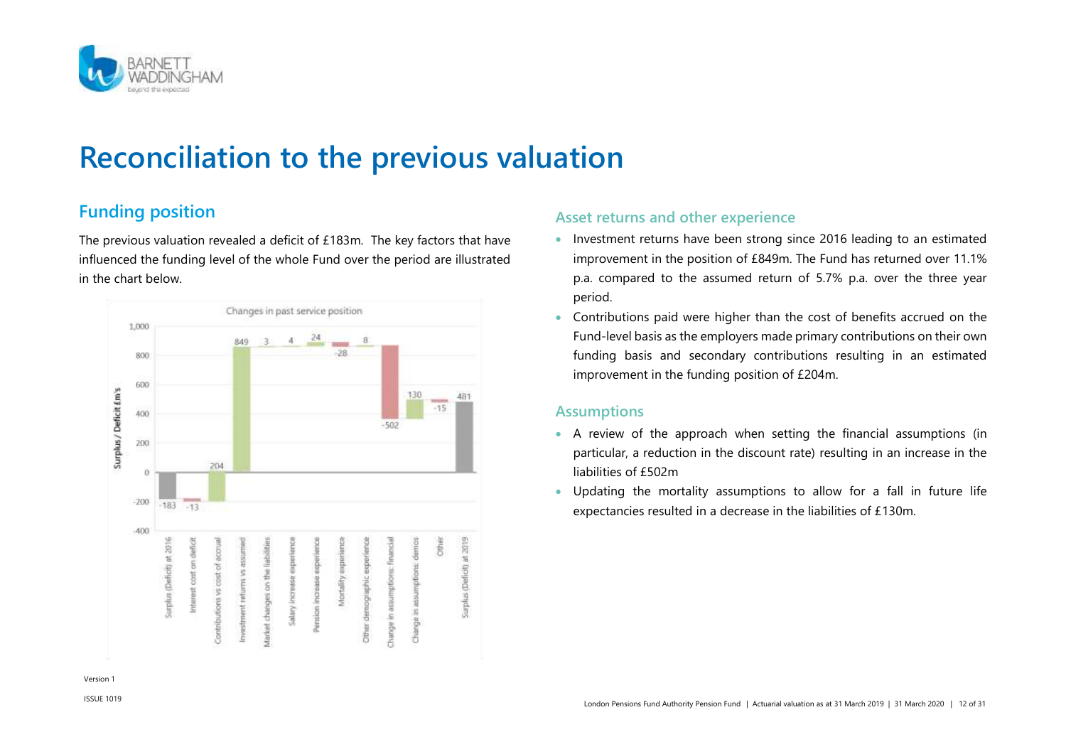# Reconciliation to the previous valuation

## Funding position

The previous valuation revealed a deficit of £183m. The key factors that have influenced the funding level of the whole Fund over the period are illustrated in the chart below.

### Asset returns and other experience

- Investment returns have been strong since 2016 leading to an estimated improvement in the position of £849m. The Fund has returned over 11.1% p.a. compared to the assumed return of 5.7% p.a. over the three year period.
- Contributions paid were higher than the cost of benefits accrued on the Fund-level basis as the employers made primary contributions on their own funding basis and secondary contributions resulting in an estimated improvement in the funding position of £204m.

### Assumptions

- A review of the approach when setting the financial assumptions (in particular, a reduction in the discount rate) resulting in an increase in the liabilities of £502m
- Updating the mortality assumptions to allow for a fall in future life expectancies resulted in a decrease in the liabilities of £130m.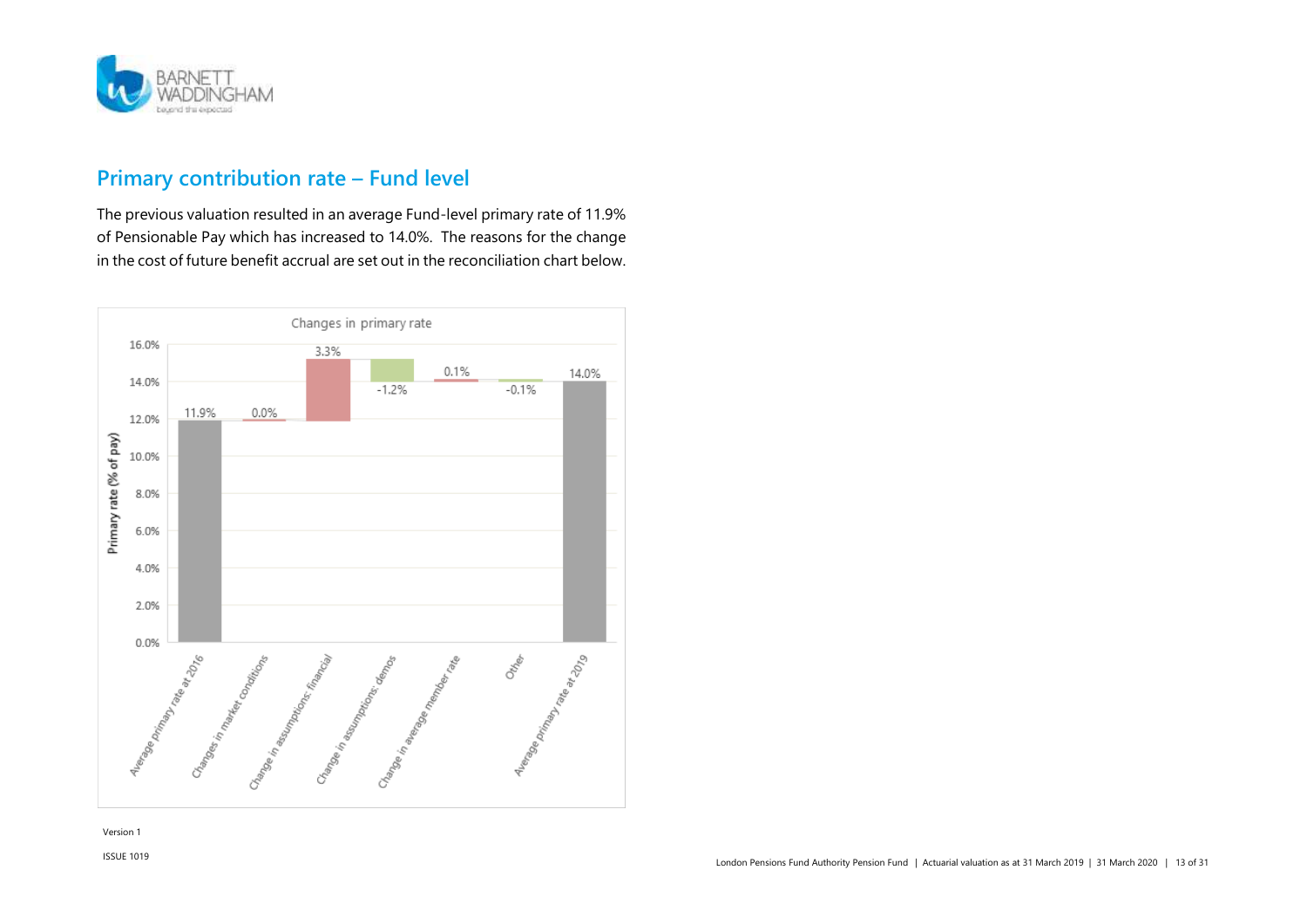## Primary contribution rate – Fund level

The previous valuation resulted in an average Fund-level primary rate of 11.9% of Pensionable Pay which has increased to 14.0%. The reasons for the change in the cost of future benefit accrual are set out in the reconciliation chart below.

**Changes in primary rate**

| Item | Primary rate (% of pay) |
| --- | --- |
| Average primary rate at 2016 | 11.9% |
| Changes in market conditions | 0.0% |
| Change in assumptions: financial | 3.3% |
| Change in assumptions: demos | -1.2% |
| Change in average member rate | 0.1% |
| Other | -0.1% |
| Average primary rate at 2019 | 14.0% |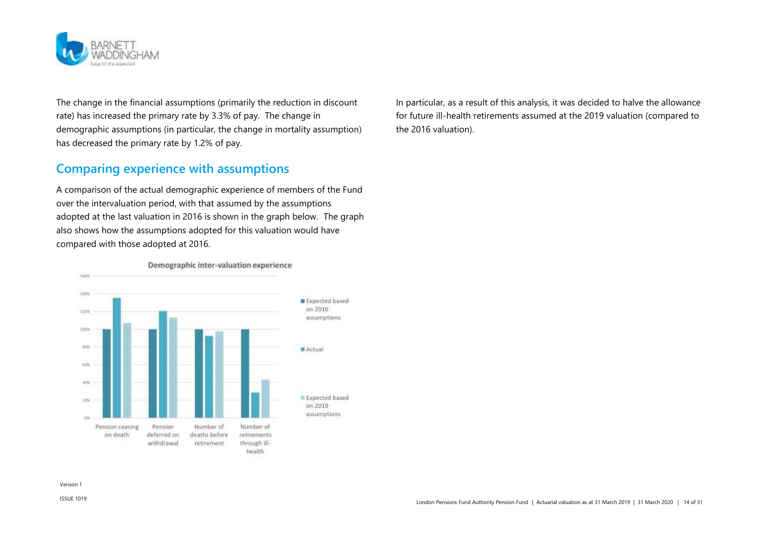The change in the financial assumptions (primarily the reduction in discount rate) has increased the primary rate by 3.3% of pay. The change in demographic assumptions (in particular, the change in mortality assumption) has decreased the primary rate by 1.2% of pay.

## Comparing experience with assumptions

A comparison of the actual demographic experience of members of the Fund over the intervaluation period, with that assumed by the assumptions adopted at the last valuation in 2016 is shown in the graph below. The graph also shows how the assumptions adopted for this valuation would have compared with those adopted at 2016.

**Demographic inter-valuation experience**

In particular, as a result of this analysis, it was decided to halve the allowance for future ill-health retirements assumed at the 2019 valuation (compared to the 2016 valuation).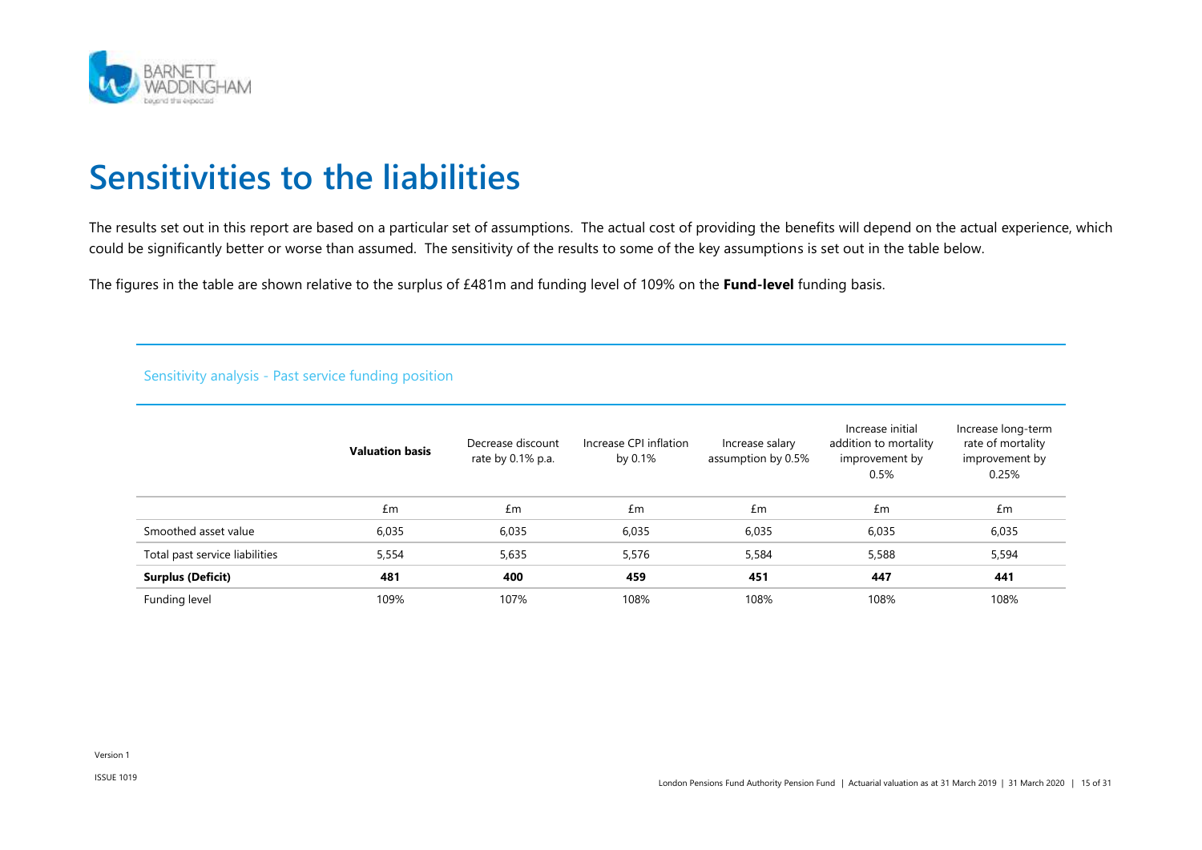# Sensitivities to the liabilities

The results set out in this report are based on a particular set of assumptions. The actual cost of providing the benefits will depend on the actual experience, which could be significantly better or worse than assumed. The sensitivity of the results to some of the key assumptions is set out in the table below.

The figures in the table are shown relative to the surplus of £481m and funding level of 109% on the **Fund-level** funding basis.

Sensitivity analysis - Past service funding position

| | **Valuation basis** | Decrease discount rate by 0.1% p.a. | Increase CPI inflation by 0.1% | Increase salary assumption by 0.5% | Increase initial addition to mortality improvement by 0.5% | Increase long-term rate of mortality improvement by 0.25% |
|---|---|---|---|---|---|---|
| | £m | £m | £m | £m | £m | £m |
| Smoothed asset value | 6,035 | 6,035 | 6,035 | 6,035 | 6,035 | 6,035 |
| Total past service liabilities | 5,554 | 5,635 | 5,576 | 5,584 | 5,588 | 5,594 |
| **Surplus (Deficit)** | **481** | **400** | **459** | **451** | **447** | **441** |
| Funding level | 109% | 107% | 108% | 108% | 108% | 108% |

Version 1

ISSUE 1019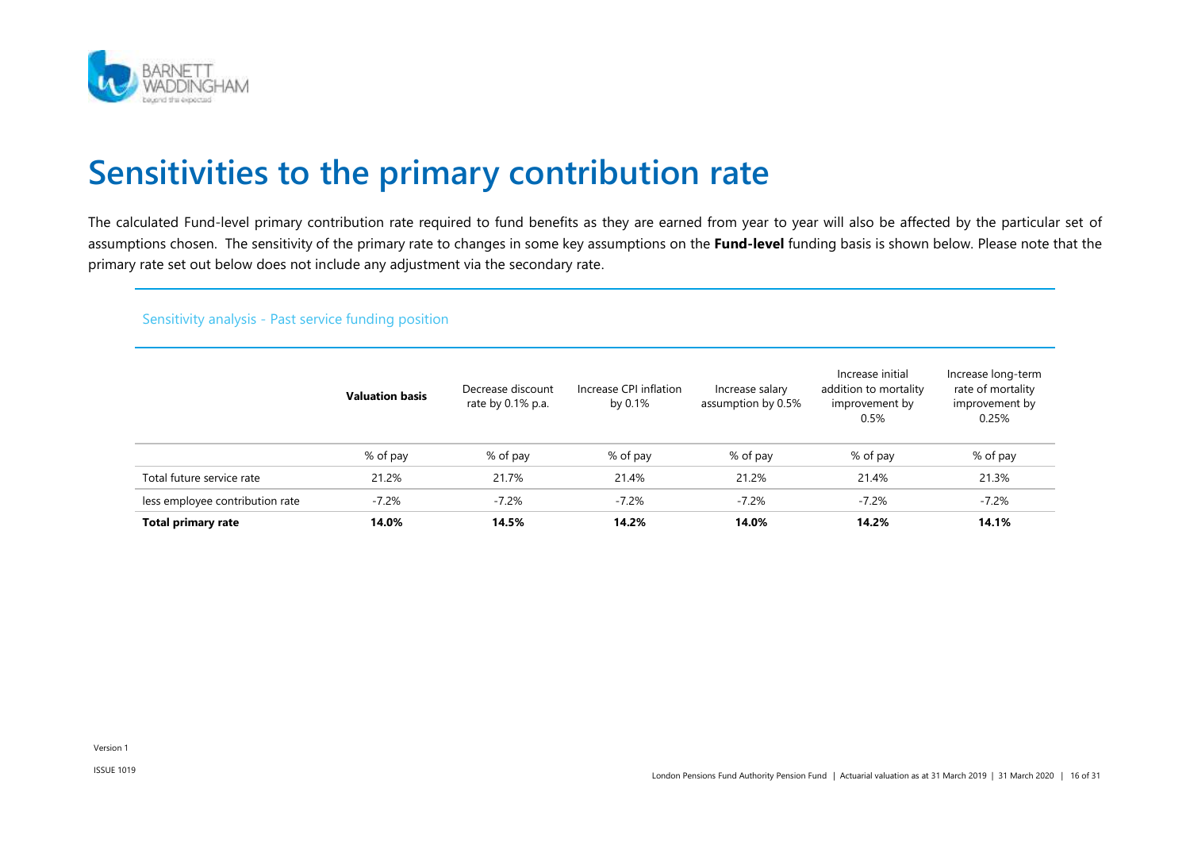# Sensitivities to the primary contribution rate

The calculated Fund-level primary contribution rate required to fund benefits as they are earned from year to year will also be affected by the particular set of assumptions chosen. The sensitivity of the primary rate to changes in some key assumptions on the **Fund-level** funding basis is shown below. Please note that the primary rate set out below does not include any adjustment via the secondary rate.

Sensitivity analysis - Past service funding position

| | **Valuation basis** | Decrease discount rate by 0.1% p.a. | Increase CPI inflation by 0.1% | Increase salary assumption by 0.5% | Increase initial addition to mortality improvement by 0.5% | Increase long-term rate of mortality improvement by 0.25% |
|---|---|---|---|---|---|---|
| | % of pay | % of pay | % of pay | % of pay | % of pay | % of pay |
| Total future service rate | 21.2% | 21.7% | 21.4% | 21.2% | 21.4% | 21.3% |
| less employee contribution rate | -7.2% | -7.2% | -7.2% | -7.2% | -7.2% | -7.2% |
| **Total primary rate** | **14.0%** | **14.5%** | **14.2%** | **14.0%** | **14.2%** | **14.1%** |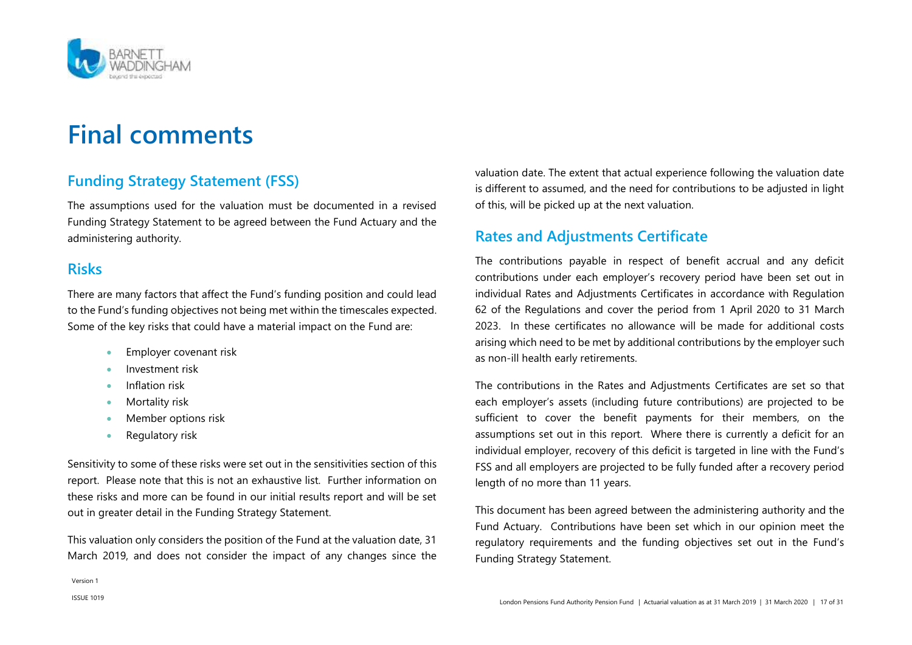# Final comments

## Funding Strategy Statement (FSS)

The assumptions used for the valuation must be documented in a revised Funding Strategy Statement to be agreed between the Fund Actuary and the administering authority.

## Risks

There are many factors that affect the Fund's funding position and could lead to the Fund's funding objectives not being met within the timescales expected. Some of the key risks that could have a material impact on the Fund are:

- Employer covenant risk
- Investment risk
- Inflation risk
- Mortality risk
- Member options risk
- Regulatory risk

Sensitivity to some of these risks were set out in the sensitivities section of this report. Please note that this is not an exhaustive list. Further information on these risks and more can be found in our initial results report and will be set out in greater detail in the Funding Strategy Statement.

This valuation only considers the position of the Fund at the valuation date, 31 March 2019, and does not consider the impact of any changes since the valuation date. The extent that actual experience following the valuation date is different to assumed, and the need for contributions to be adjusted in light of this, will be picked up at the next valuation.

## Rates and Adjustments Certificate

The contributions payable in respect of benefit accrual and any deficit contributions under each employer's recovery period have been set out in individual Rates and Adjustments Certificates in accordance with Regulation 62 of the Regulations and cover the period from 1 April 2020 to 31 March 2023. In these certificates no allowance will be made for additional costs arising which need to be met by additional contributions by the employer such as non-ill health early retirements.

The contributions in the Rates and Adjustments Certificates are set so that each employer's assets (including future contributions) are projected to be sufficient to cover the benefit payments for their members, on the assumptions set out in this report. Where there is currently a deficit for an individual employer, recovery of this deficit is targeted in line with the Fund's FSS and all employers are projected to be fully funded after a recovery period length of no more than 11 years.

This document has been agreed between the administering authority and the Fund Actuary. Contributions have been set which in our opinion meet the regulatory requirements and the funding objectives set out in the Fund's Funding Strategy Statement.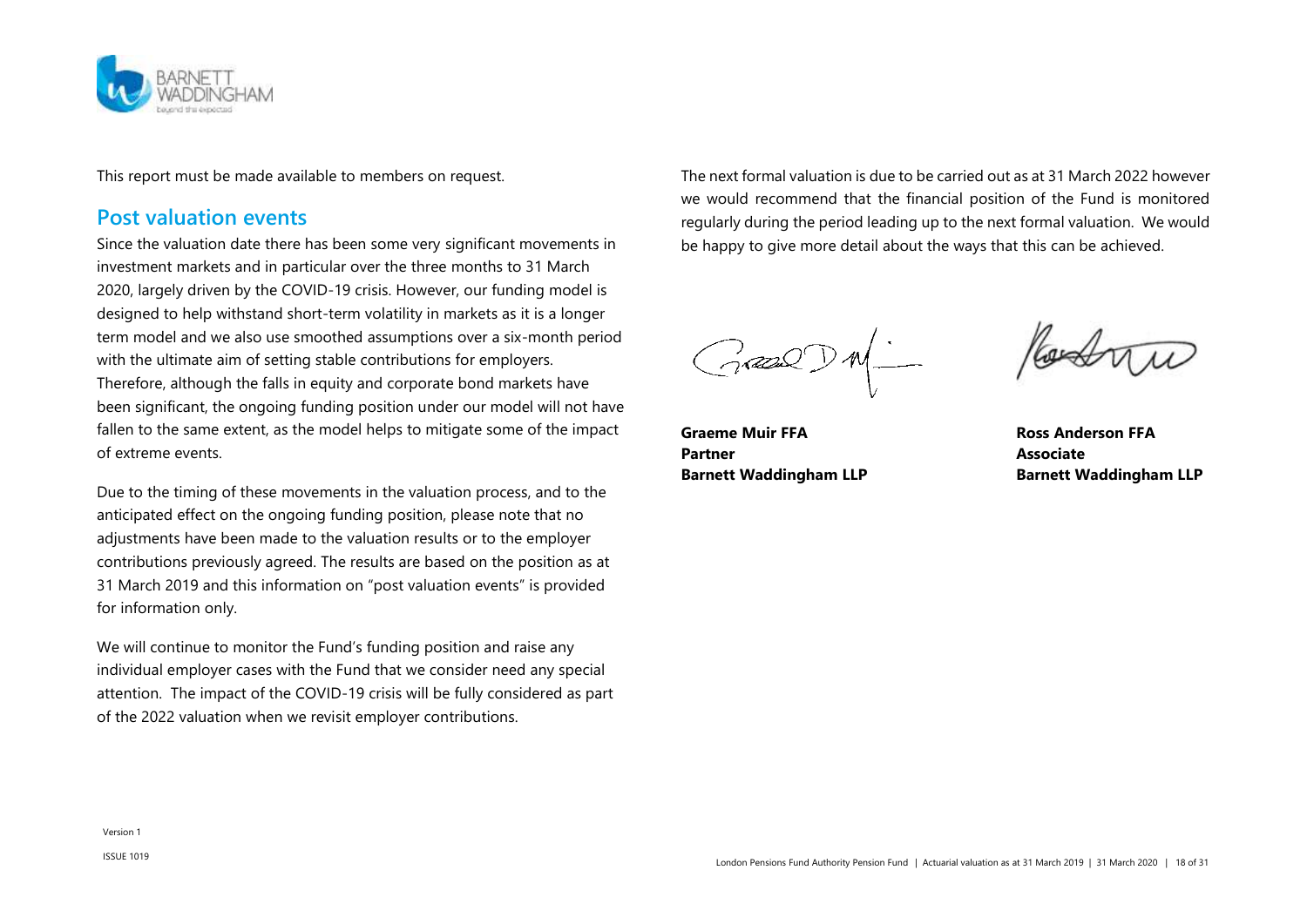This report must be made available to members on request.

## Post valuation events

Since the valuation date there has been some very significant movements in investment markets and in particular over the three months to 31 March 2020, largely driven by the COVID-19 crisis. However, our funding model is designed to help withstand short-term volatility in markets as it is a longer term model and we also use smoothed assumptions over a six-month period with the ultimate aim of setting stable contributions for employers. Therefore, although the falls in equity and corporate bond markets have been significant, the ongoing funding position under our model will not have fallen to the same extent, as the model helps to mitigate some of the impact of extreme events.

Due to the timing of these movements in the valuation process, and to the anticipated effect on the ongoing funding position, please note that no adjustments have been made to the valuation results or to the employer contributions previously agreed. The results are based on the position as at 31 March 2019 and this information on "post valuation events" is provided for information only.

We will continue to monitor the Fund's funding position and raise any individual employer cases with the Fund that we consider need any special attention. The impact of the COVID-19 crisis will be fully considered as part of the 2022 valuation when we revisit employer contributions.

The next formal valuation is due to be carried out as at 31 March 2022 however we would recommend that the financial position of the Fund is monitored regularly during the period leading up to the next formal valuation. We would be happy to give more detail about the ways that this can be achieved.

**Graeme Muir FFA**
**Partner**
**Barnett Waddingham LLP**

**Ross Anderson FFA**
**Associate**
**Barnett Waddingham LLP**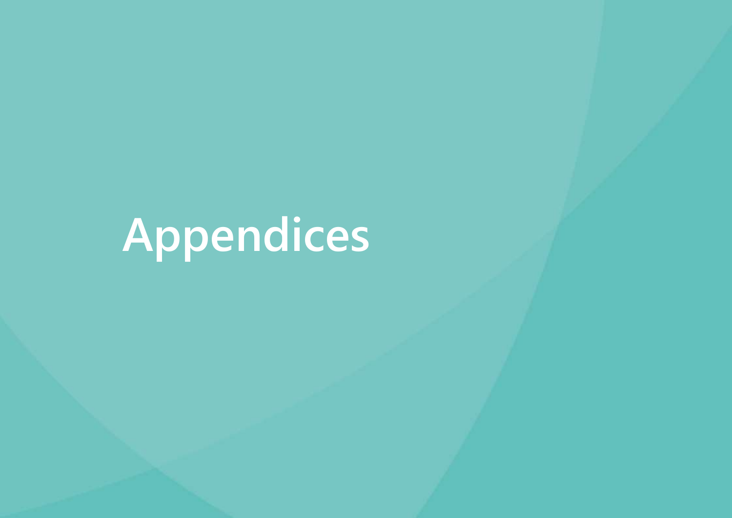# Appendices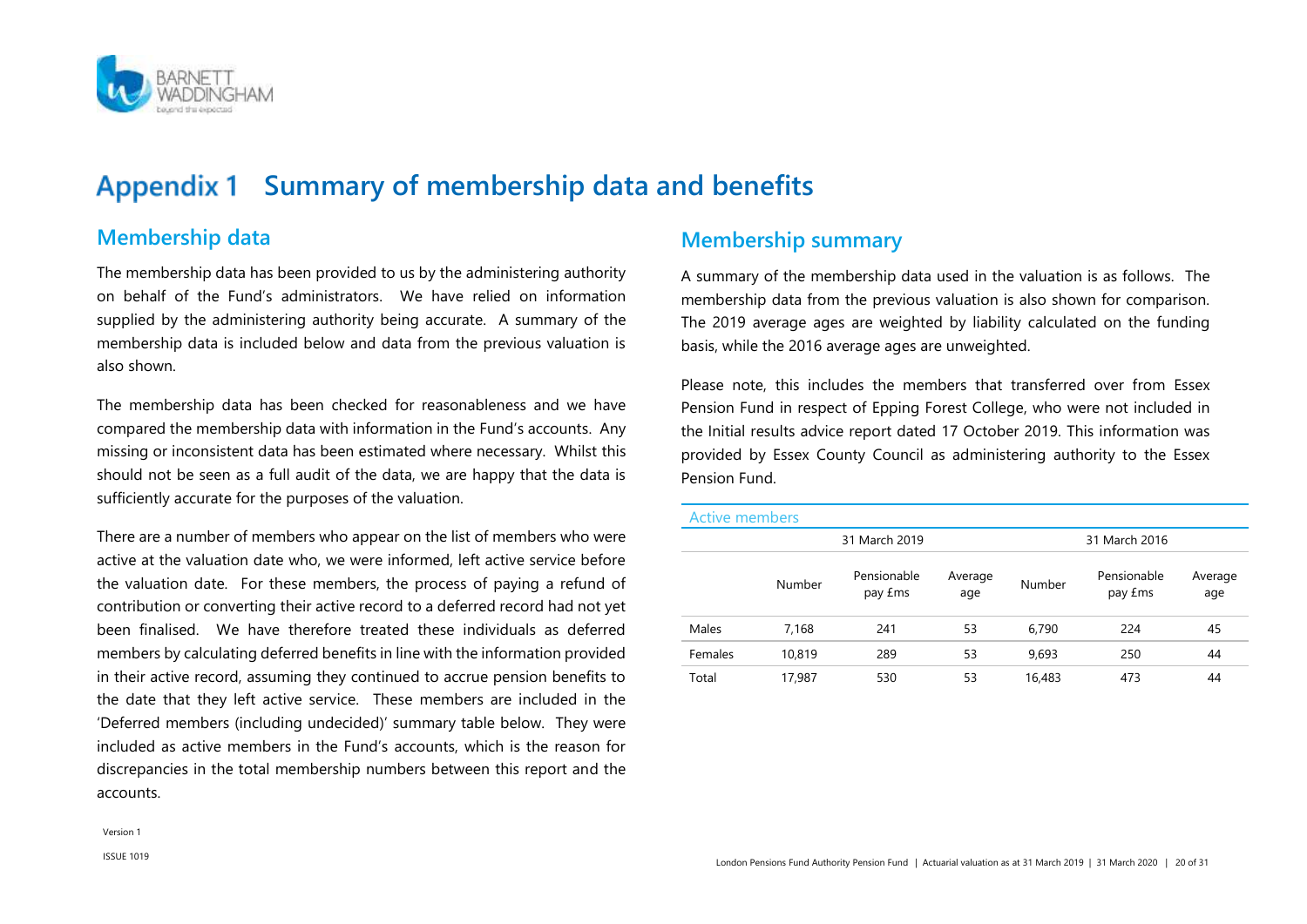# Appendix 1 Summary of membership data and benefits

## Membership data

The membership data has been provided to us by the administering authority on behalf of the Fund's administrators. We have relied on information supplied by the administering authority being accurate. A summary of the membership data is included below and data from the previous valuation is also shown.

The membership data has been checked for reasonableness and we have compared the membership data with information in the Fund's accounts. Any missing or inconsistent data has been estimated where necessary. Whilst this should not be seen as a full audit of the data, we are happy that the data is sufficiently accurate for the purposes of the valuation.

There are a number of members who appear on the list of members who were active at the valuation date who, we were informed, left active service before the valuation date. For these members, the process of paying a refund of contribution or converting their active record to a deferred record had not yet been finalised. We have therefore treated these individuals as deferred members by calculating deferred benefits in line with the information provided in their active record, assuming they continued to accrue pension benefits to the date that they left active service. These members are included in the 'Deferred members (including undecided)' summary table below. They were included as active members in the Fund's accounts, which is the reason for discrepancies in the total membership numbers between this report and the accounts.

## Membership summary

A summary of the membership data used in the valuation is as follows. The membership data from the previous valuation is also shown for comparison. The 2019 average ages are weighted by liability calculated on the funding basis, while the 2016 average ages are unweighted.

Please note, this includes the members that transferred over from Essex Pension Fund in respect of Epping Forest College, who were not included in the Initial results advice report dated 17 October 2019. This information was provided by Essex County Council as administering authority to the Essex Pension Fund.

| Active members | 31 March 2019 | | | 31 March 2016 | | |
|---|---|---|---|---|---|---|
| | Number | Pensionable pay £ms | Average age | Number | Pensionable pay £ms | Average age |
| Males | 7,168 | 241 | 53 | 6,790 | 224 | 45 |
| Females | 10,819 | 289 | 53 | 9,693 | 250 | 44 |
| Total | 17,987 | 530 | 53 | 16,483 | 473 | 44 |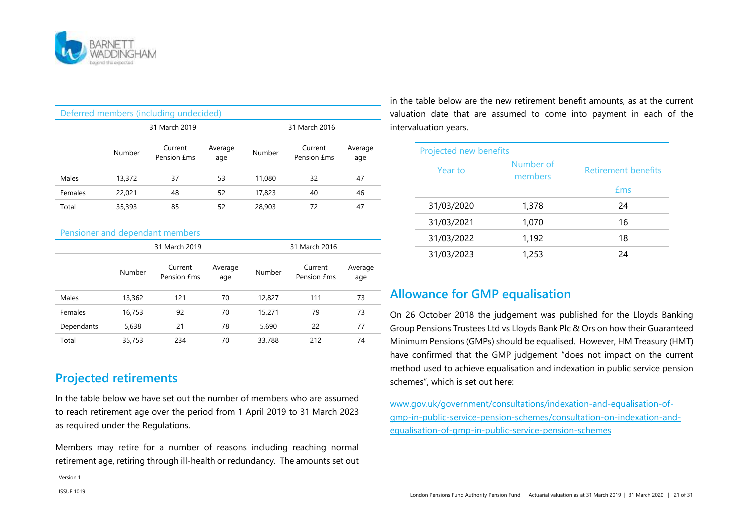### Deferred members (including undecided)

| | 31 March 2019 | | | 31 March 2016 | | |
|---|---|---|---|---|---|---|
| | Number | Current Pension £ms | Average age | Number | Current Pension £ms | Average age |
| Males | 13,372 | 37 | 53 | 11,080 | 32 | 47 |
| Females | 22,021 | 48 | 52 | 17,823 | 40 | 46 |
| Total | 35,393 | 85 | 52 | 28,903 | 72 | 47 |

### Pensioner and dependant members

| | 31 March 2019 | | | 31 March 2016 | | |
|---|---|---|---|---|---|---|
| | Number | Current Pension £ms | Average age | Number | Current Pension £ms | Average age |
| Males | 13,362 | 121 | 70 | 12,827 | 111 | 73 |
| Females | 16,753 | 92 | 70 | 15,271 | 79 | 73 |
| Dependants | 5,638 | 21 | 78 | 5,690 | 22 | 77 |
| Total | 35,753 | 234 | 70 | 33,788 | 212 | 74 |

## Projected retirements

In the table below we have set out the number of members who are assumed to reach retirement age over the period from 1 April 2019 to 31 March 2023 as required under the Regulations.

Members may retire for a number of reasons including reaching normal retirement age, retiring through ill-health or redundancy. The amounts set out in the table below are the new retirement benefit amounts, as at the current valuation date that are assumed to come into payment in each of the intervaluation years.

### Projected new benefits

| Year to | Number of members | Retirement benefits £ms |
|---|---|---|
| 31/03/2020 | 1,378 | 24 |
| 31/03/2021 | 1,070 | 16 |
| 31/03/2022 | 1,192 | 18 |
| 31/03/2023 | 1,253 | 24 |

## Allowance for GMP equalisation

On 26 October 2018 the judgement was published for the Lloyds Banking Group Pensions Trustees Ltd vs Lloyds Bank Plc & Ors on how their Guaranteed Minimum Pensions (GMPs) should be equalised. However, HM Treasury (HMT) have confirmed that the GMP judgement "does not impact on the current method used to achieve equalisation and indexation in public service pension schemes", which is set out here:

www.gov.uk/government/consultations/indexation-and-equalisation-of-gmp-in-public-service-pension-schemes/consultation-on-indexation-and-equalisation-of-gmp-in-public-service-pension-schemes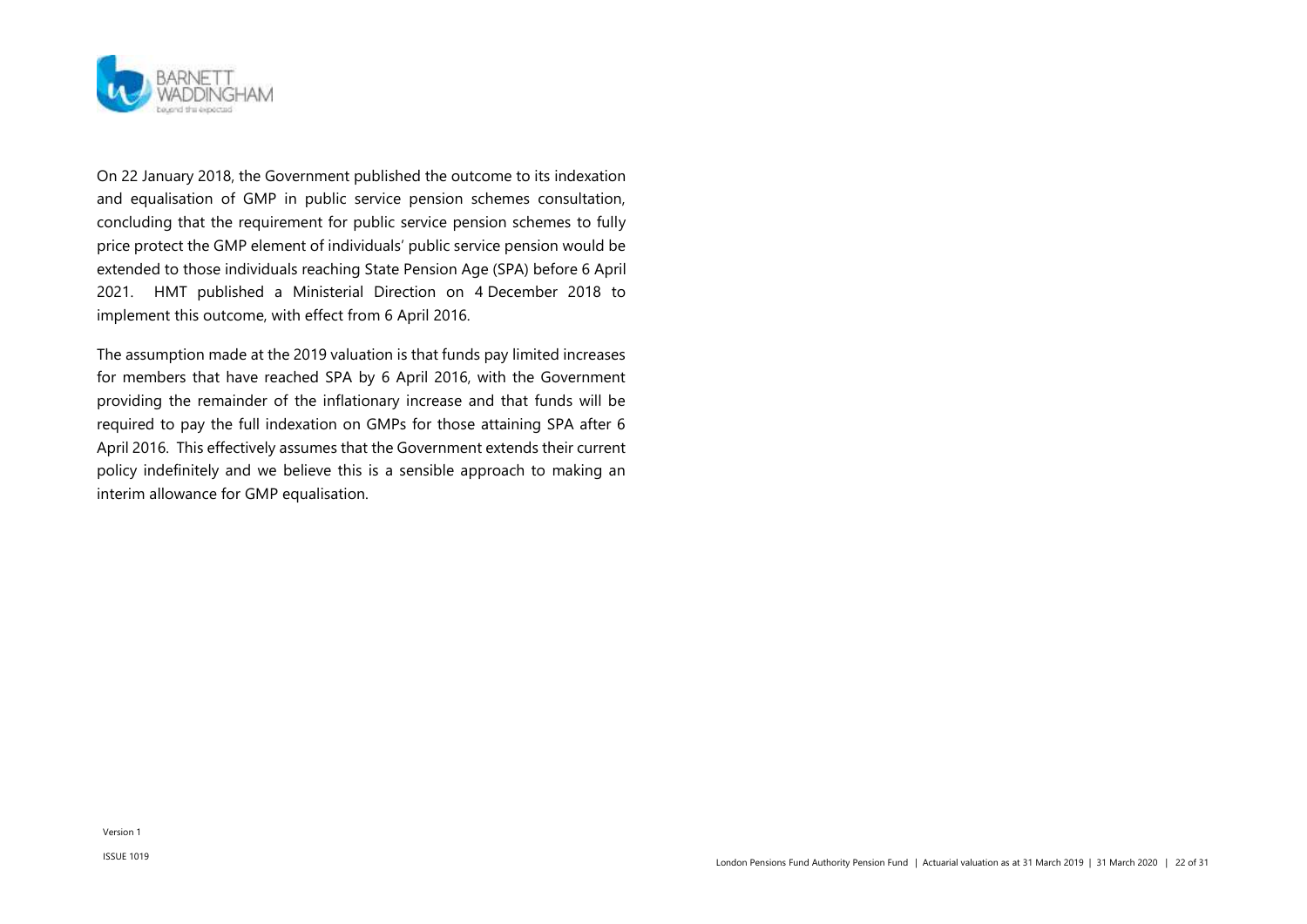On 22 January 2018, the Government published the outcome to its indexation and equalisation of GMP in public service pension schemes consultation, concluding that the requirement for public service pension schemes to fully price protect the GMP element of individuals' public service pension would be extended to those individuals reaching State Pension Age (SPA) before 6 April 2021. HMT published a Ministerial Direction on 4 December 2018 to implement this outcome, with effect from 6 April 2016.

The assumption made at the 2019 valuation is that funds pay limited increases for members that have reached SPA by 6 April 2016, with the Government providing the remainder of the inflationary increase and that funds will be required to pay the full indexation on GMPs for those attaining SPA after 6 April 2016. This effectively assumes that the Government extends their current policy indefinitely and we believe this is a sensible approach to making an interim allowance for GMP equalisation.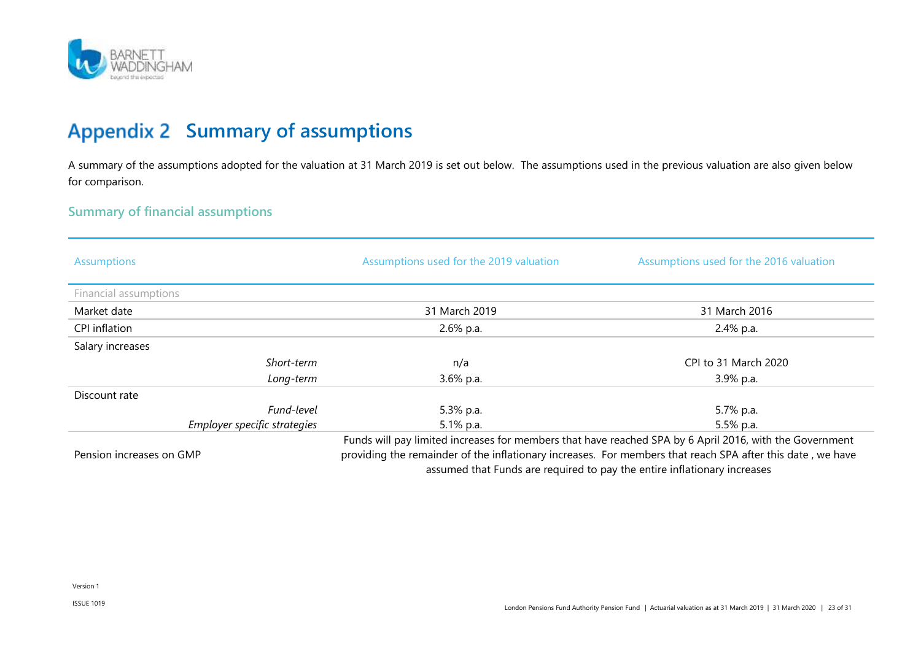# Appendix 2 Summary of assumptions

A summary of the assumptions adopted for the valuation at 31 March 2019 is set out below. The assumptions used in the previous valuation are also given below for comparison.

## Summary of financial assumptions

| Assumptions | | Assumptions used for the 2019 valuation | Assumptions used for the 2016 valuation |
|---|---|---|---|
| Financial assumptions | | | |
| Market date | | 31 March 2019 | 31 March 2016 |
| CPI inflation | | 2.6% p.a. | 2.4% p.a. |
| Salary increases | | | |
| | *Short-term* | n/a | CPI to 31 March 2020 |
| | *Long-term* | 3.6% p.a. | 3.9% p.a. |
| Discount rate | | | |
| | *Fund-level* | 5.3% p.a. | 5.7% p.a. |
| | *Employer specific strategies* | 5.1% p.a. | 5.5% p.a. |
| Pension increases on GMP | | Funds will pay limited increases for members that have reached SPA by 6 April 2016, with the Government providing the remainder of the inflationary increases. For members that reach SPA after this date , we have assumed that Funds are required to pay the entire inflationary increases | |

Version 1

ISSUE 1019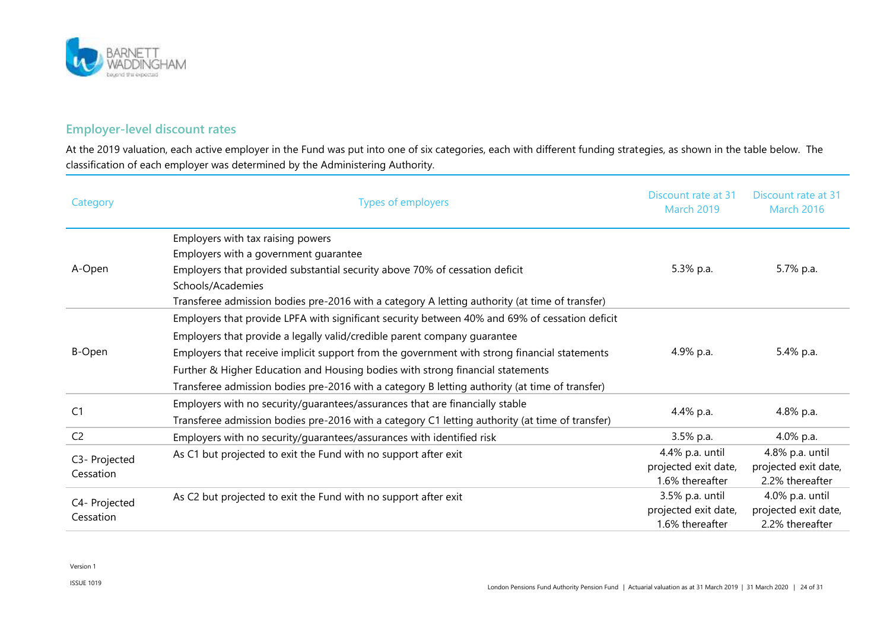## Employer-level discount rates

At the 2019 valuation, each active employer in the Fund was put into one of six categories, each with different funding strategies, as shown in the table below. The classification of each employer was determined by the Administering Authority.

| Category | Types of employers | Discount rate at 31 March 2019 | Discount rate at 31 March 2016 |
|---|---|---|---|
| A-Open | Employers with tax raising powers<br>Employers with a government guarantee<br>Employers that provided substantial security above 70% of cessation deficit<br>Schools/Academies<br>Transferee admission bodies pre-2016 with a category A letting authority (at time of transfer) | 5.3% p.a. | 5.7% p.a. |
| B-Open | Employers that provide LPFA with significant security between 40% and 69% of cessation deficit<br>Employers that provide a legally valid/credible parent company guarantee<br>Employers that receive implicit support from the government with strong financial statements<br>Further & Higher Education and Housing bodies with strong financial statements<br>Transferee admission bodies pre-2016 with a category B letting authority (at time of transfer) | 4.9% p.a. | 5.4% p.a. |
| C1 | Employers with no security/guarantees/assurances that are financially stable<br>Transferee admission bodies pre-2016 with a category C1 letting authority (at time of transfer) | 4.4% p.a. | 4.8% p.a. |
| C2 | Employers with no security/guarantees/assurances with identified risk | 3.5% p.a. | 4.0% p.a. |
| C3- Projected Cessation | As C1 but projected to exit the Fund with no support after exit | 4.4% p.a. until projected exit date, 1.6% thereafter | 4.8% p.a. until projected exit date, 2.2% thereafter |
| C4- Projected Cessation | As C2 but projected to exit the Fund with no support after exit | 3.5% p.a. until projected exit date, 1.6% thereafter | 4.0% p.a. until projected exit date, 2.2% thereafter |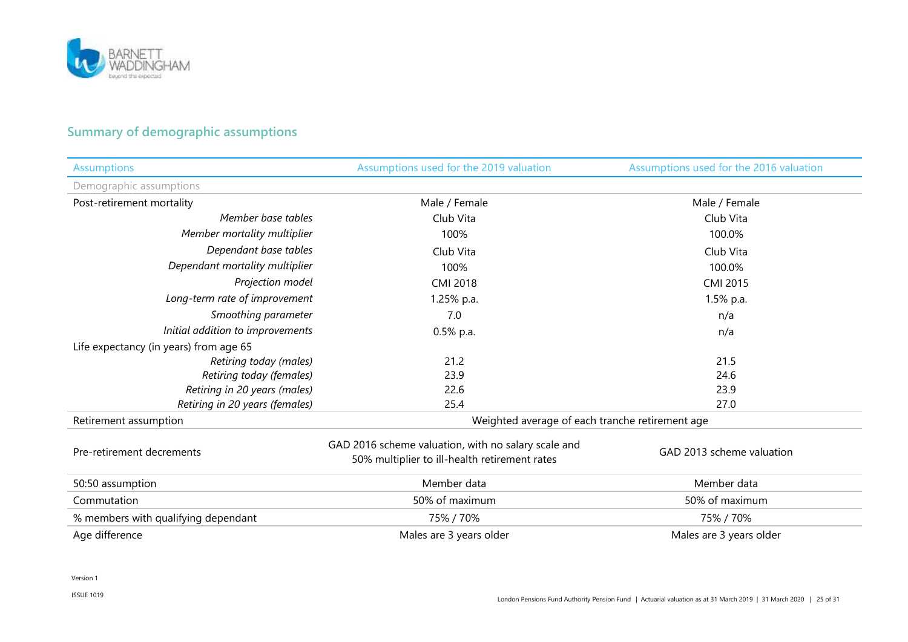## Summary of demographic assumptions

| Assumptions | Assumptions used for the 2019 valuation | Assumptions used for the 2016 valuation |
|---|---|---|
| Demographic assumptions | | |
| Post-retirement mortality | Male / Female | Male / Female |
| *Member base tables* | Club Vita | Club Vita |
| *Member mortality multiplier* | 100% | 100.0% |
| *Dependant base tables* | Club Vita | Club Vita |
| *Dependant mortality multiplier* | 100% | 100.0% |
| *Projection model* | CMI 2018 | CMI 2015 |
| *Long-term rate of improvement* | 1.25% p.a. | 1.5% p.a. |
| *Smoothing parameter* | 7.0 | n/a |
| *Initial addition to improvements* | 0.5% p.a. | n/a |
| Life expectancy (in years) from age 65 | | |
| *Retiring today (males)* | 21.2 | 21.5 |
| *Retiring today (females)* | 23.9 | 24.6 |
| *Retiring in 20 years (males)* | 22.6 | 23.9 |
| *Retiring in 20 years (females)* | 25.4 | 27.0 |
| Retirement assumption | Weighted average of each tranche retirement age | |
| Pre-retirement decrements | GAD 2016 scheme valuation, with no salary scale and 50% multiplier to ill-health retirement rates | GAD 2013 scheme valuation |
| 50:50 assumption | Member data | Member data |
| Commutation | 50% of maximum | 50% of maximum |
| % members with qualifying dependant | 75% / 70% | 75% / 70% |
| Age difference | Males are 3 years older | Males are 3 years older |

Version 1

ISSUE 1019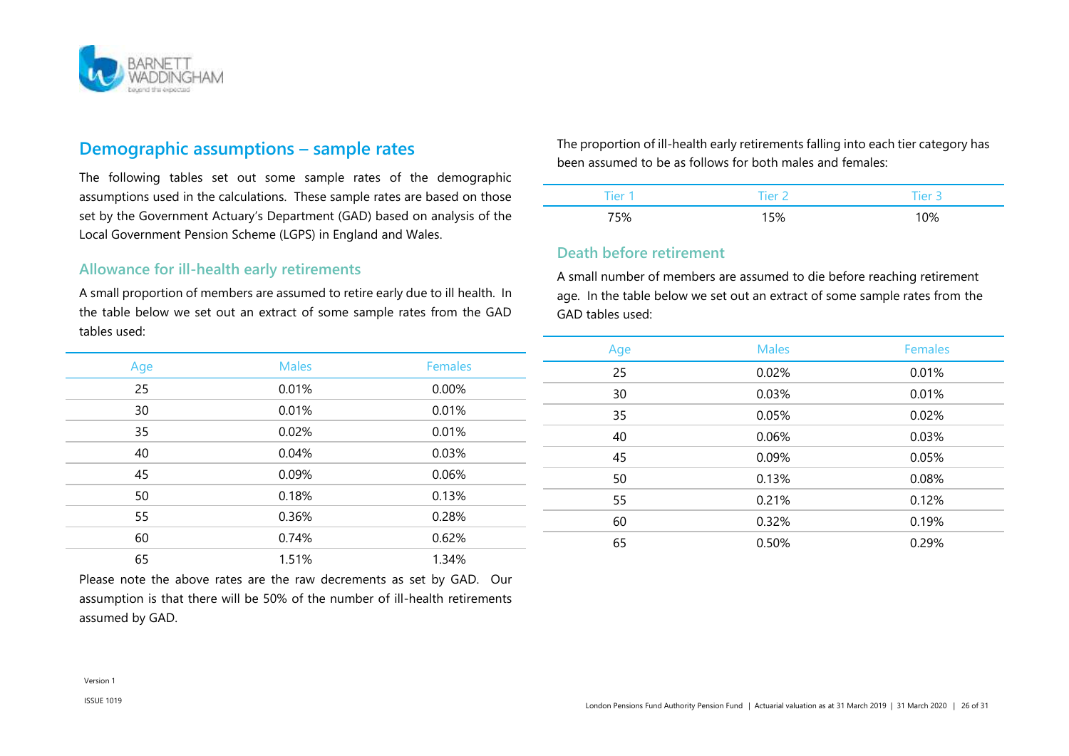## Demographic assumptions – sample rates

The following tables set out some sample rates of the demographic assumptions used in the calculations. These sample rates are based on those set by the Government Actuary's Department (GAD) based on analysis of the Local Government Pension Scheme (LGPS) in England and Wales.

### Allowance for ill-health early retirements

A small proportion of members are assumed to retire early due to ill health. In the table below we set out an extract of some sample rates from the GAD tables used:

| Age | Males | Females |
|---|---|---|
| 25 | 0.01% | 0.00% |
| 30 | 0.01% | 0.01% |
| 35 | 0.02% | 0.01% |
| 40 | 0.04% | 0.03% |
| 45 | 0.09% | 0.06% |
| 50 | 0.18% | 0.13% |
| 55 | 0.36% | 0.28% |
| 60 | 0.74% | 0.62% |
| 65 | 1.51% | 1.34% |

Please note the above rates are the raw decrements as set by GAD. Our assumption is that there will be 50% of the number of ill-health retirements assumed by GAD.

The proportion of ill-health early retirements falling into each tier category has been assumed to be as follows for both males and females:

| Tier 1 | Tier 2 | Tier 3 |
|---|---|---|
| 75% | 15% | 10% |

### Death before retirement

A small number of members are assumed to die before reaching retirement age. In the table below we set out an extract of some sample rates from the GAD tables used:

| Age | Males | Females |
|---|---|---|
| 25 | 0.02% | 0.01% |
| 30 | 0.03% | 0.01% |
| 35 | 0.05% | 0.02% |
| 40 | 0.06% | 0.03% |
| 45 | 0.09% | 0.05% |
| 50 | 0.13% | 0.08% |
| 55 | 0.21% | 0.12% |
| 60 | 0.32% | 0.19% |
| 65 | 0.50% | 0.29% |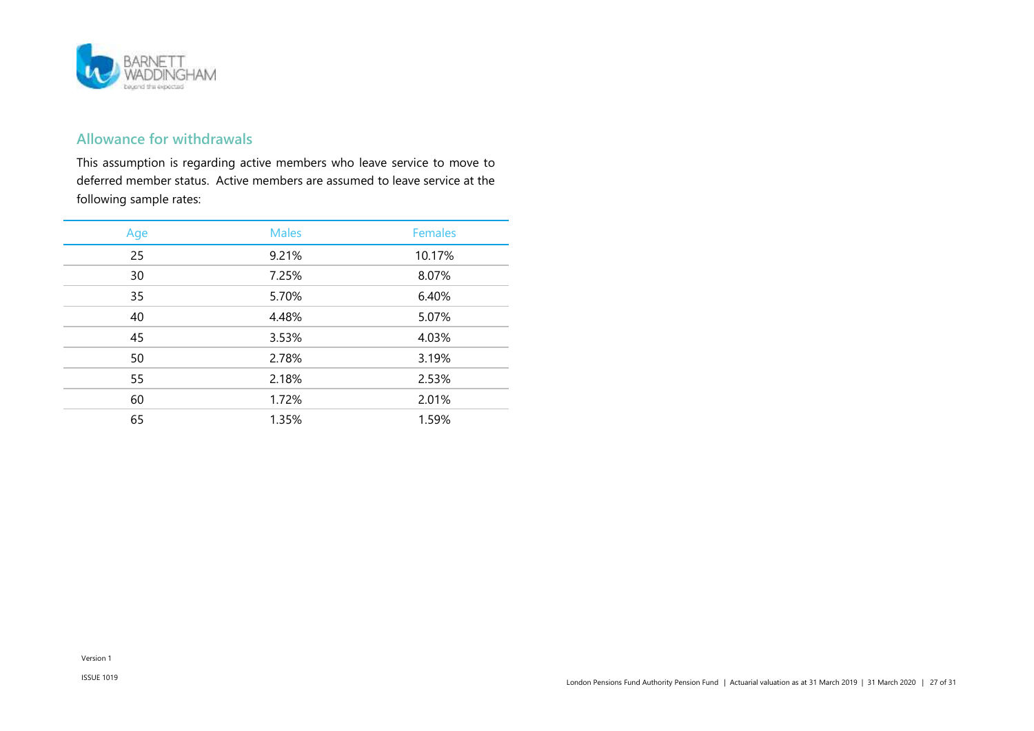## Allowance for withdrawals

This assumption is regarding active members who leave service to move to deferred member status. Active members are assumed to leave service at the following sample rates:

| Age | Males | Females |
|---|---|---|
| 25 | 9.21% | 10.17% |
| 30 | 7.25% | 8.07% |
| 35 | 5.70% | 6.40% |
| 40 | 4.48% | 5.07% |
| 45 | 3.53% | 4.03% |
| 50 | 2.78% | 3.19% |
| 55 | 2.18% | 2.53% |
| 60 | 1.72% | 2.01% |
| 65 | 1.35% | 1.59% |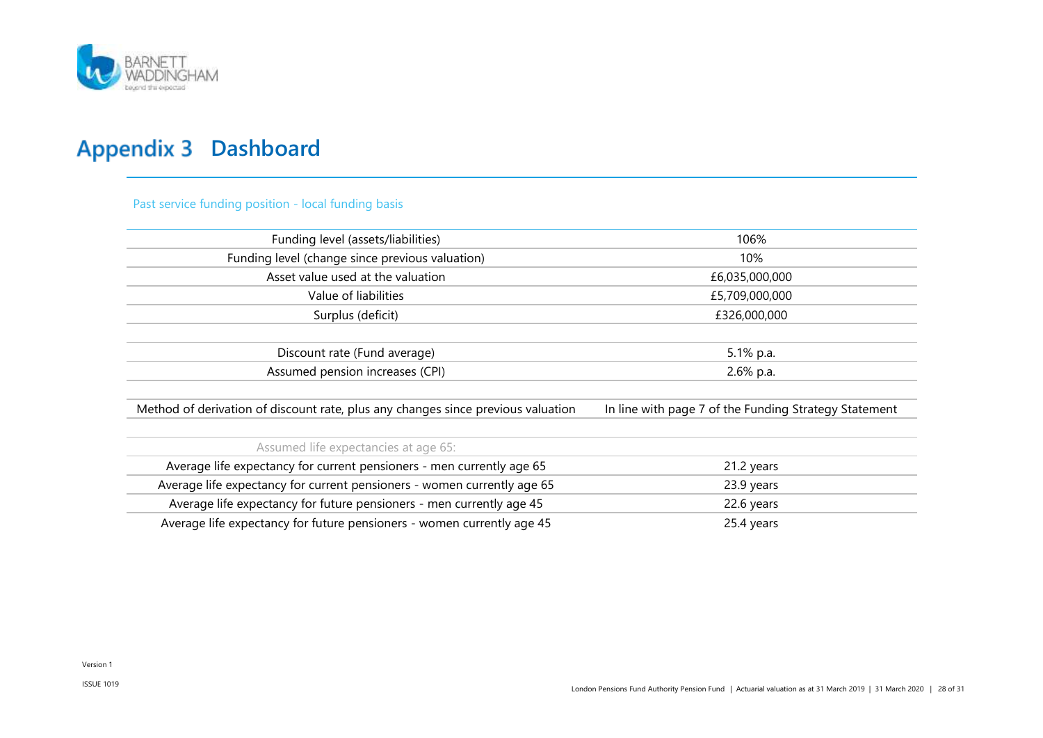# Appendix 3 Dashboard

Past service funding position - local funding basis

| | |
|---|---|
| Funding level (assets/liabilities) | 106% |
| Funding level (change since previous valuation) | 10% |
| Asset value used at the valuation | £6,035,000,000 |
| Value of liabilities | £5,709,000,000 |
| Surplus (deficit) | £326,000,000 |
| | |
| Discount rate (Fund average) | 5.1% p.a. |
| Assumed pension increases (CPI) | 2.6% p.a. |
| | |
| Method of derivation of discount rate, plus any changes since previous valuation | In line with page 7 of the Funding Strategy Statement |
| | |
| Assumed life expectancies at age 65: | |
| Average life expectancy for current pensioners - men currently age 65 | 21.2 years |
| Average life expectancy for current pensioners - women currently age 65 | 23.9 years |
| Average life expectancy for future pensioners - men currently age 45 | 22.6 years |
| Average life expectancy for future pensioners - women currently age 45 | 25.4 years |

Version 1

ISSUE 1019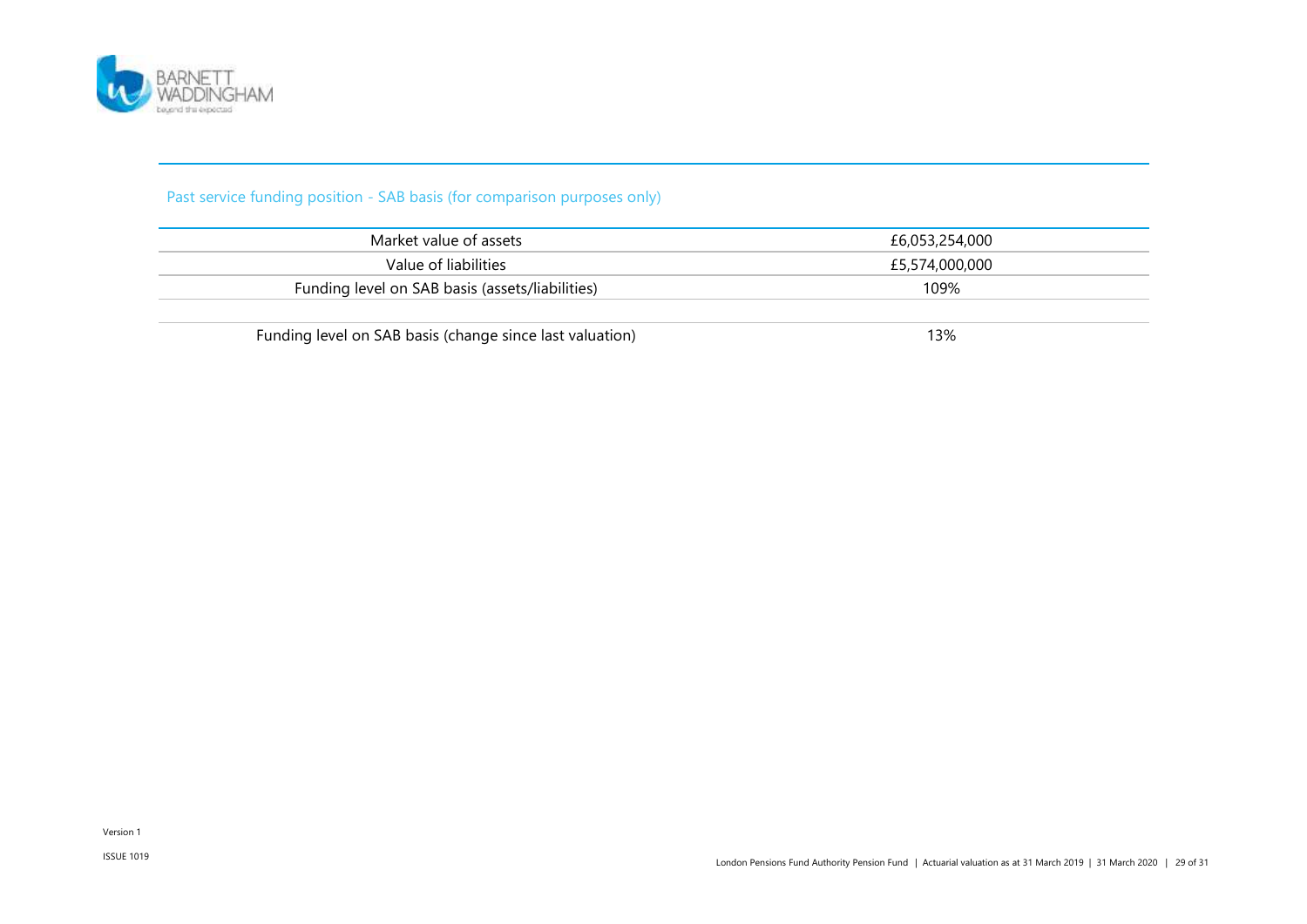## Past service funding position - SAB basis (for comparison purposes only)

| | |
|---|---|
| Market value of assets | £6,053,254,000 |
| Value of liabilities | £5,574,000,000 |
| Funding level on SAB basis (assets/liabilities) | 109% |
| | |
| Funding level on SAB basis (change since last valuation) | 13% |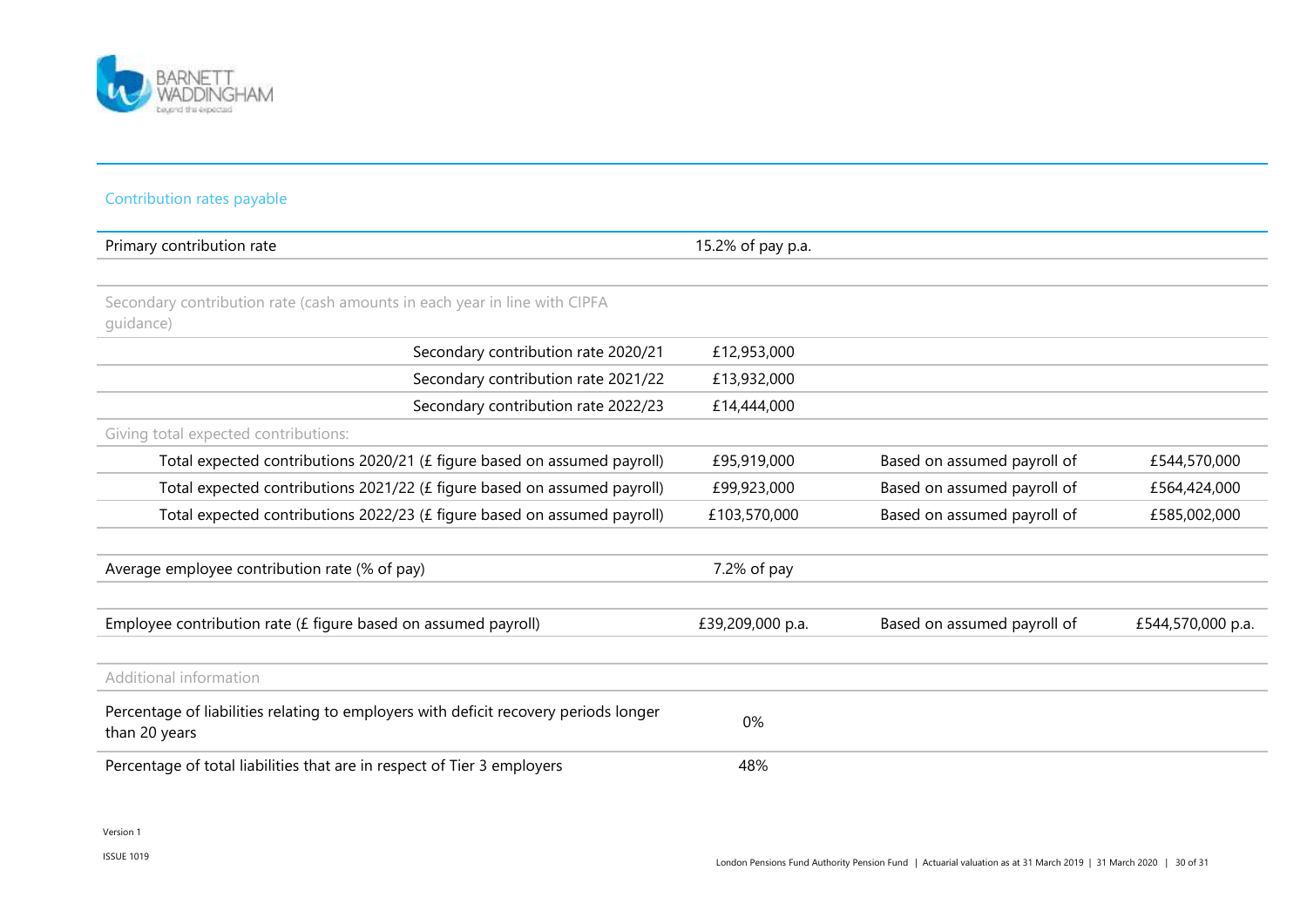## Contribution rates payable

| | | | |
|---|---|---|---|
| Primary contribution rate | 15.2% of pay p.a. | | |
| | | | |
| Secondary contribution rate (cash amounts in each year in line with CIPFA guidance) | | | |
| Secondary contribution rate 2020/21 | £12,953,000 | | |
| Secondary contribution rate 2021/22 | £13,932,000 | | |
| Secondary contribution rate 2022/23 | £14,444,000 | | |
| Giving total expected contributions: | | | |
| Total expected contributions 2020/21 (£ figure based on assumed payroll) | £95,919,000 | Based on assumed payroll of | £544,570,000 |
| Total expected contributions 2021/22 (£ figure based on assumed payroll) | £99,923,000 | Based on assumed payroll of | £564,424,000 |
| Total expected contributions 2022/23 (£ figure based on assumed payroll) | £103,570,000 | Based on assumed payroll of | £585,002,000 |
| | | | |
| Average employee contribution rate (% of pay) | 7.2% of pay | | |
| | | | |
| Employee contribution rate (£ figure based on assumed payroll) | £39,209,000 p.a. | Based on assumed payroll of | £544,570,000 p.a. |
| | | | |
| Additional information | | | |
| Percentage of liabilities relating to employers with deficit recovery periods longer than 20 years | 0% | | |
| Percentage of total liabilities that are in respect of Tier 3 employers | 48% | | |

Version 1

ISSUE 1019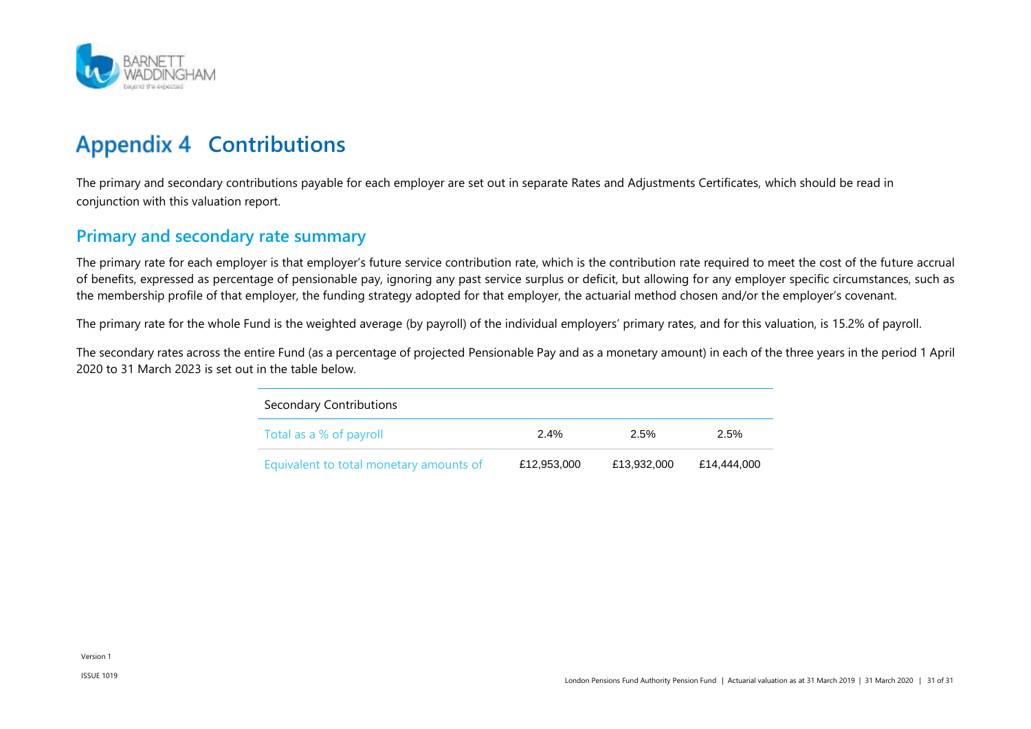# Appendix 4 Contributions

The primary and secondary contributions payable for each employer are set out in separate Rates and Adjustments Certificates, which should be read in conjunction with this valuation report.

## Primary and secondary rate summary

The primary rate for each employer is that employer's future service contribution rate, which is the contribution rate required to meet the cost of the future accrual of benefits, expressed as percentage of pensionable pay, ignoring any past service surplus or deficit, but allowing for any employer specific circumstances, such as the membership profile of that employer, the funding strategy adopted for that employer, the actuarial method chosen and/or the employer's covenant.

The primary rate for the whole Fund is the weighted average (by payroll) of the individual employers' primary rates, and for this valuation, is 15.2% of payroll.

The secondary rates across the entire Fund (as a percentage of projected Pensionable Pay and as a monetary amount) in each of the three years in the period 1 April 2020 to 31 March 2023 is set out in the table below.

| Secondary Contributions | | | |
|---|---|---|---|
| Total as a % of payroll | 2.4% | 2.5% | 2.5% |
| Equivalent to total monetary amounts of | £12,953,000 | £13,932,000 | £14,444,000 |

Version 1

ISSUE 1019